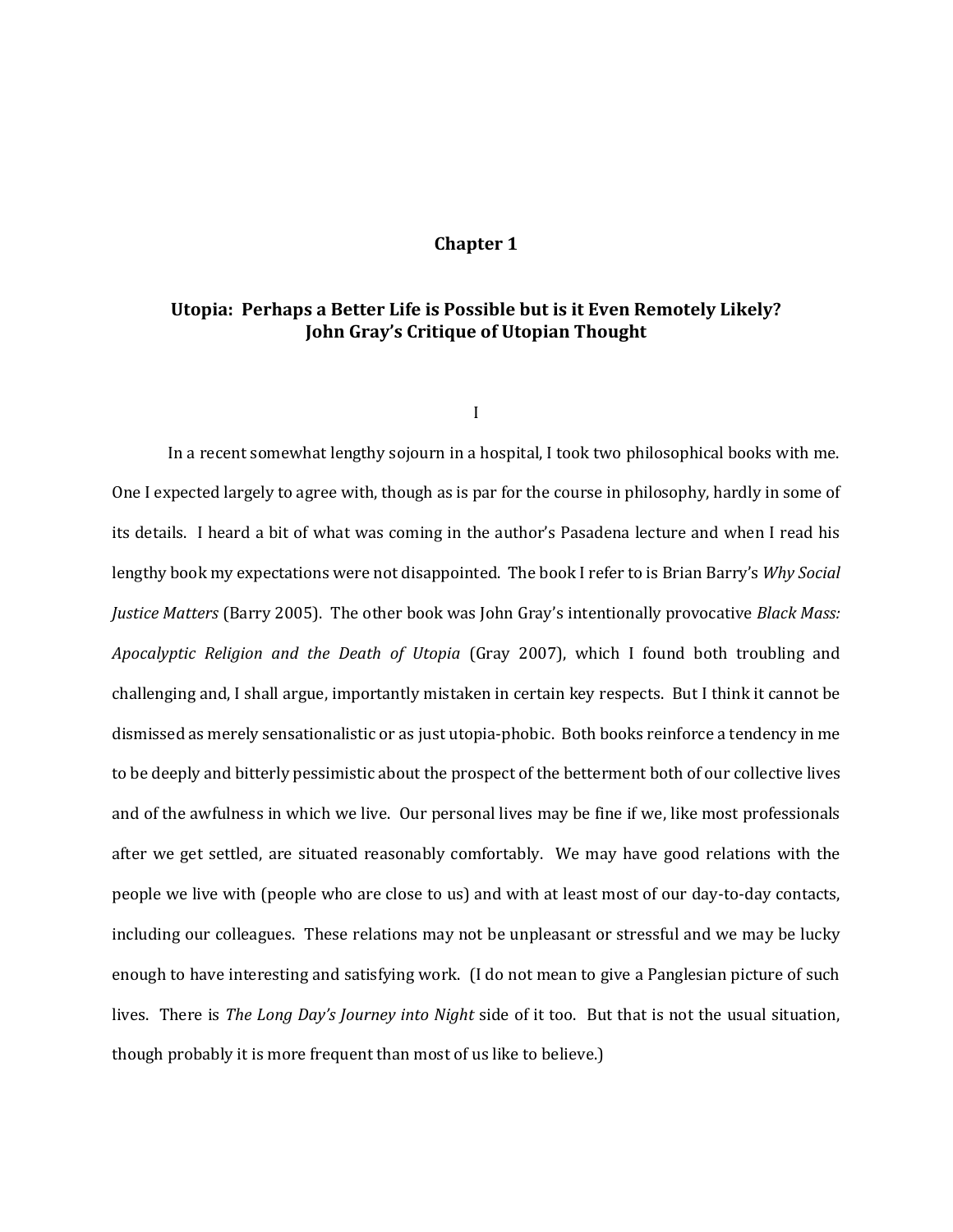# Chapter 1

## Utopia: Perhaps a Better Life is Possible but is it Even Remotely Likely? John Gray's Critique of Utopian Thought

I

In a recent somewhat lengthy sojourn in a hospital, I took two philosophical books with me. One I expected largely to agree with, though as is par for the course in philosophy, hardly in some of its details. I heard a bit of what was coming in the author's Pasadena lecture and when I read his lengthy book my expectations were not disappointed. The book I refer to is Brian Barry's *Why Social Justice Matters* (Barry 2005). The other book was John Gray's intentionally provocative *Black Mass: Apocalyptic Religion and the Death of Utopia* (Gray 2007), which I found both troubling and challenging and, I shall argue, importantly mistaken in certain key respects. But I think it cannot be dismissed as merely sensationalistic or as just utopia-phobic. Both books reinforce a tendency in me to be deeply and bitterly pessimistic about the prospect of the betterment both of our collective lives and of the awfulness in which we live. Our personal lives may be fine if we, like most professionals after we get settled, are situated reasonably comfortably. We may have good relations with the people we live with (people who are close to us) and with at least most of our day-to-day contacts, including our colleagues. These relations may not be unpleasant or stressful and we may be lucky enough to have interesting and satisfying work. (I do not mean to give a Panglesian picture of such lives. There is *The Long Day's Journey into Night* side of it too. But that is not the usual situation, though probably it is more frequent than most of us like to believe.)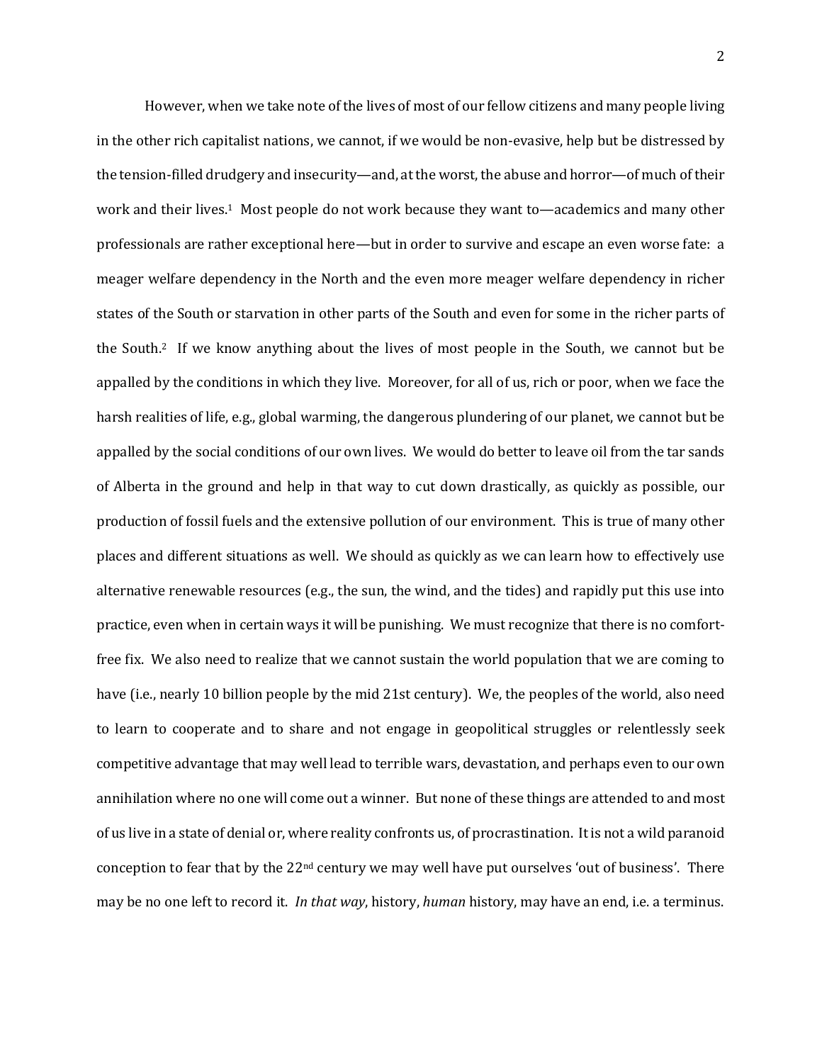However, when we take note of the lives of most of our fellow citizens and many people living in the other rich capitalist nations, we cannot, if we would be non-evasive, help but be distressed by the tension-filled drudgery and insecurity—and, at the worst, the abuse and horror—of much of their work and their lives.[1] Most people do not work because they want to—academics and many other professionals are rather exceptional here—but in order to survive and escape an even worse fate: a meager welfare dependency in the North and the even more meager welfare dependency in richer states of the South or starvation in other parts of the South and even for some in the richer parts of the South.[2] If we know anything about the lives of most people in the South, we cannot but be appalled by the conditions in which they live. Moreover, for all of us, rich or poor, when we face the harsh realities of life, e.g., global warming, the dangerous plundering of our planet, we cannot but be appalled by the social conditions of our own lives. We would do better to leave oil from the tar sands of Alberta in the ground and help in that way to cut down drastically, as quickly as possible, our production of fossil fuels and the extensive pollution of our environment. This is true of many other places and different situations as well. We should as quickly as we can learn how to effectively use alternative renewable resources (e.g., the sun, the wind, and the tides) and rapidly put this use into practice, even when in certain ways it will be punishing. We must recognize that there is no comfort-free fix. We also need to realize that we cannot sustain the world population that we are coming to have (i.e., nearly 10 billion people by the mid 21st century). We, the peoples of the world, also need to learn to cooperate and to share and not engage in geopolitical struggles or relentlessly seek competitive advantage that may well lead to terrible wars, devastation, and perhaps even to our own annihilation where no one will come out a winner. But none of these things are attended to and most of us live in a state of denial or, where reality confronts us, of procrastination. It is not a wild paranoid conception to fear that by the 22nd century we may well have put ourselves 'out of business'. There may be no one left to record it. *In that way*, history, *human* history, may have an end, i.e. a terminus.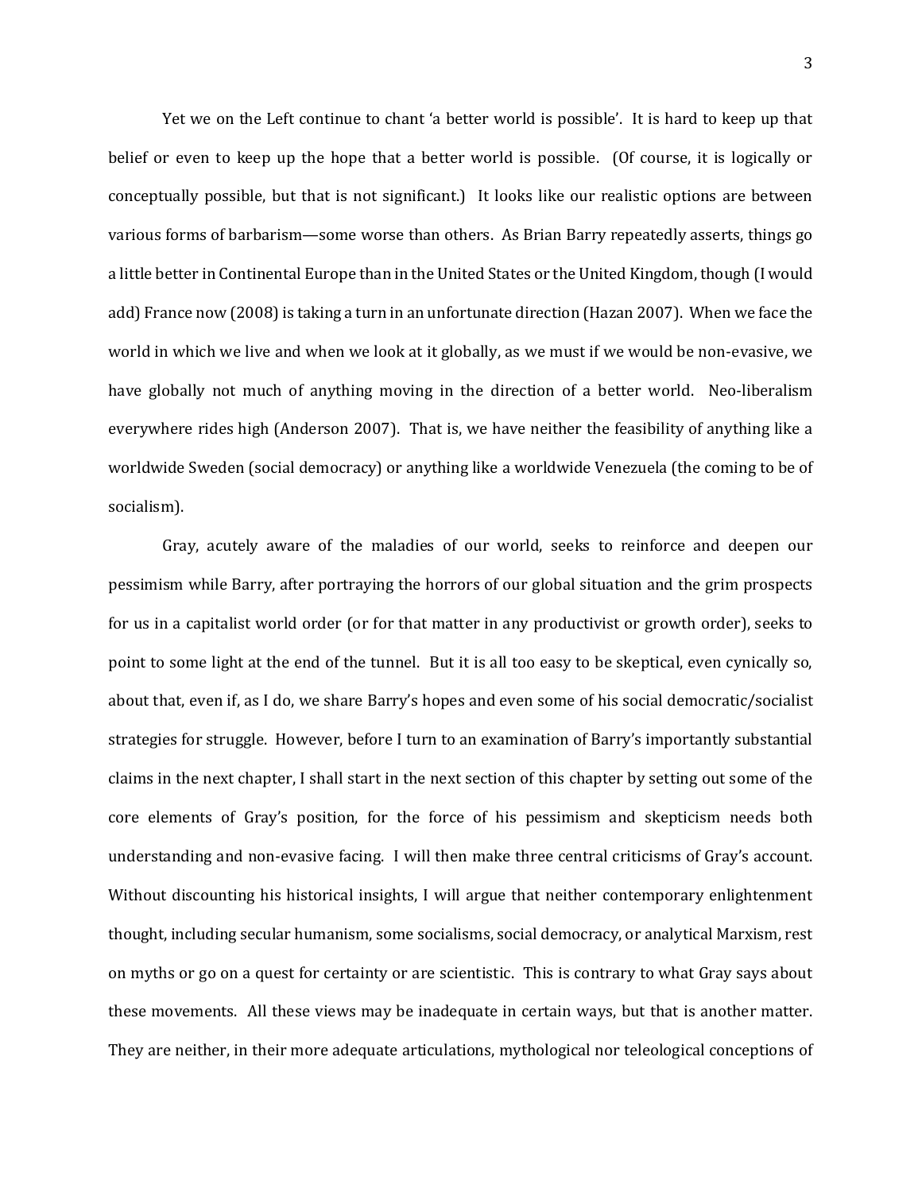Yet we on the Left continue to chant 'a better world is possible'. It is hard to keep up that belief or even to keep up the hope that a better world is possible. (Of course, it is logically or conceptually possible, but that is not significant.) It looks like our realistic options are between various forms of barbarism—some worse than others. As Brian Barry repeatedly asserts, things go a little better in Continental Europe than in the United States or the United Kingdom, though (I would add) France now (2008) is taking a turn in an unfortunate direction (Hazan 2007). When we face the world in which we live and when we look at it globally, as we must if we would be non-evasive, we have globally not much of anything moving in the direction of a better world. Neo-liberalism everywhere rides high (Anderson 2007). That is, we have neither the feasibility of anything like a worldwide Sweden (social democracy) or anything like a worldwide Venezuela (the coming to be of socialism).

Gray, acutely aware of the maladies of our world, seeks to reinforce and deepen our pessimism while Barry, after portraying the horrors of our global situation and the grim prospects for us in a capitalist world order (or for that matter in any productivist or growth order), seeks to point to some light at the end of the tunnel. But it is all too easy to be skeptical, even cynically so, about that, even if, as I do, we share Barry's hopes and even some of his social democratic/socialist strategies for struggle. However, before I turn to an examination of Barry's importantly substantial claims in the next chapter, I shall start in the next section of this chapter by setting out some of the core elements of Gray's position, for the force of his pessimism and skepticism needs both understanding and non-evasive facing. I will then make three central criticisms of Gray's account. Without discounting his historical insights, I will argue that neither contemporary enlightenment thought, including secular humanism, some socialisms, social democracy, or analytical Marxism, rest on myths or go on a quest for certainty or are scientistic. This is contrary to what Gray says about these movements. All these views may be inadequate in certain ways, but that is another matter. They are neither, in their more adequate articulations, mythological nor teleological conceptions of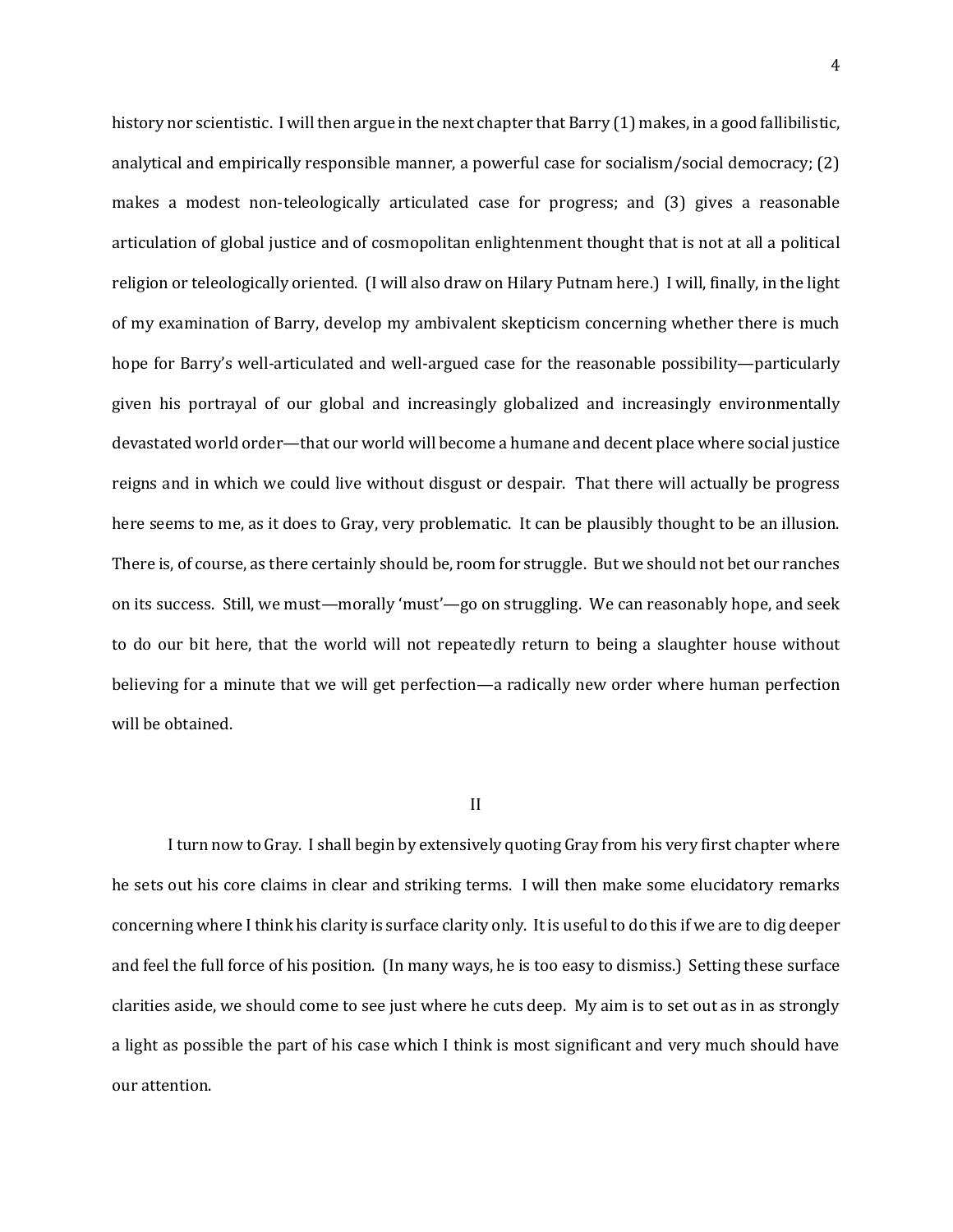history nor scientistic. I will then argue in the next chapter that Barry (1) makes, in a good fallibilistic, analytical and empirically responsible manner, a powerful case for socialism/social democracy; (2) makes a modest non-teleologically articulated case for progress; and (3) gives a reasonable articulation of global justice and of cosmopolitan enlightenment thought that is not at all a political religion or teleologically oriented. (I will also draw on Hilary Putnam here.) I will, finally, in the light of my examination of Barry, develop my ambivalent skepticism concerning whether there is much hope for Barry's well-articulated and well-argued case for the reasonable possibility—particularly given his portrayal of our global and increasingly globalized and increasingly environmentally devastated world order—that our world will become a humane and decent place where social justice reigns and in which we could live without disgust or despair. That there will actually be progress here seems to me, as it does to Gray, very problematic. It can be plausibly thought to be an illusion. There is, of course, as there certainly should be, room for struggle. But we should not bet our ranches on its success. Still, we must—morally 'must'—go on struggling. We can reasonably hope, and seek to do our bit here, that the world will not repeatedly return to being a slaughter house without believing for a minute that we will get perfection—a radically new order where human perfection will be obtained.

## II

I turn now to Gray. I shall begin by extensively quoting Gray from his very first chapter where he sets out his core claims in clear and striking terms. I will then make some elucidatory remarks concerning where I think his clarity is surface clarity only. It is useful to do this if we are to dig deeper and feel the full force of his position. (In many ways, he is too easy to dismiss.) Setting these surface clarities aside, we should come to see just where he cuts deep. My aim is to set out as in as strongly a light as possible the part of his case which I think is most significant and very much should have our attention.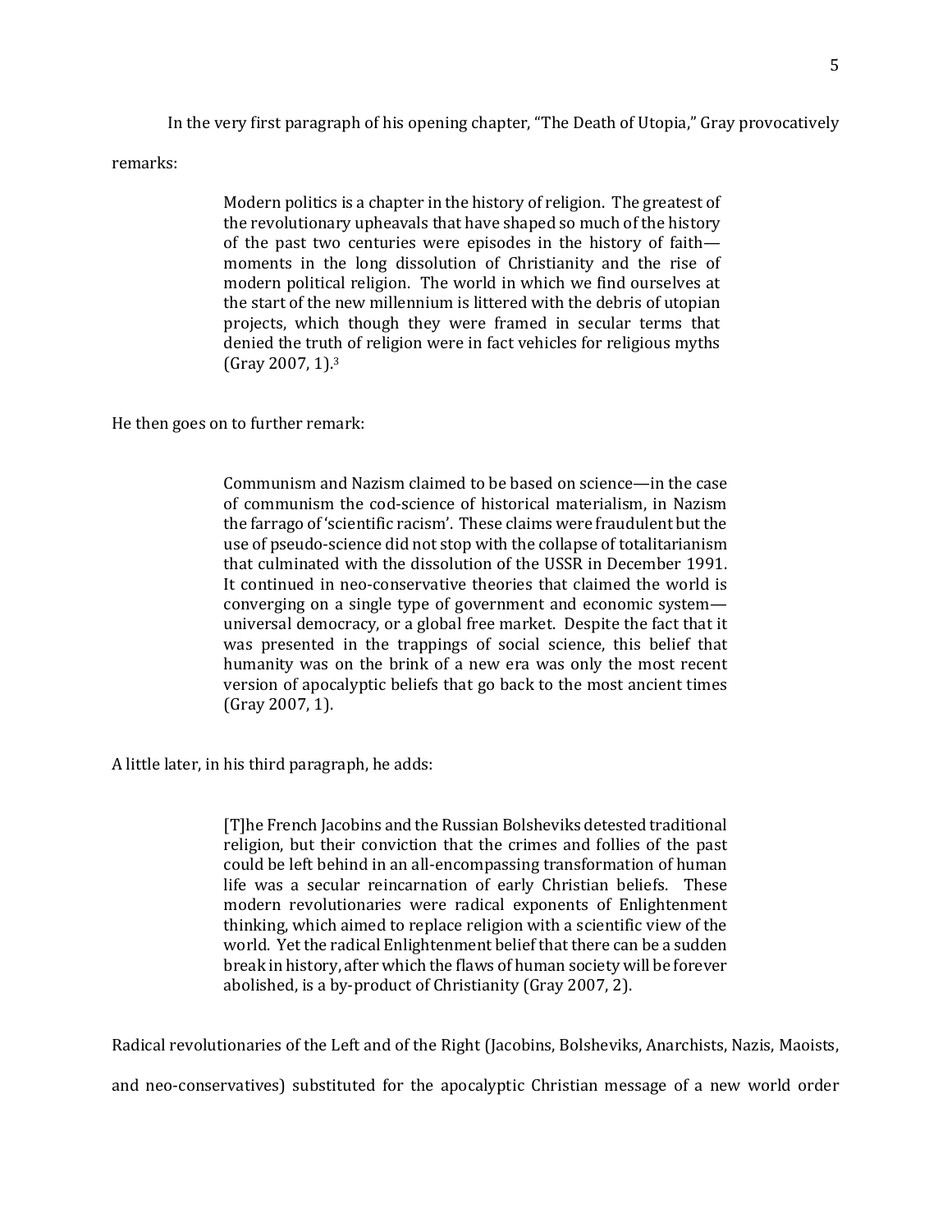In the very first paragraph of his opening chapter, "The Death of Utopia," Gray provocatively remarks:

> Modern politics is a chapter in the history of religion. The greatest of the revolutionary upheavals that have shaped so much of the history of the past two centuries were episodes in the history of faith—moments in the long dissolution of Christianity and the rise of modern political religion. The world in which we find ourselves at the start of the new millennium is littered with the debris of utopian projects, which though they were framed in secular terms that denied the truth of religion were in fact vehicles for religious myths (Gray 2007, 1).[3]

He then goes on to further remark:

> Communism and Nazism claimed to be based on science—in the case of communism the cod-science of historical materialism, in Nazism the farrago of 'scientific racism'. These claims were fraudulent but the use of pseudo-science did not stop with the collapse of totalitarianism that culminated with the dissolution of the USSR in December 1991. It continued in neo-conservative theories that claimed the world is converging on a single type of government and economic system—universal democracy, or a global free market. Despite the fact that it was presented in the trappings of social science, this belief that humanity was on the brink of a new era was only the most recent version of apocalyptic beliefs that go back to the most ancient times (Gray 2007, 1).

A little later, in his third paragraph, he adds:

> [T]he French Jacobins and the Russian Bolsheviks detested traditional religion, but their conviction that the crimes and follies of the past could be left behind in an all-encompassing transformation of human life was a secular reincarnation of early Christian beliefs. These modern revolutionaries were radical exponents of Enlightenment thinking, which aimed to replace religion with a scientific view of the world. Yet the radical Enlightenment belief that there can be a sudden break in history, after which the flaws of human society will be forever abolished, is a by-product of Christianity (Gray 2007, 2).

Radical revolutionaries of the Left and of the Right (Jacobins, Bolsheviks, Anarchists, Nazis, Maoists, and neo-conservatives) substituted for the apocalyptic Christian message of a new world order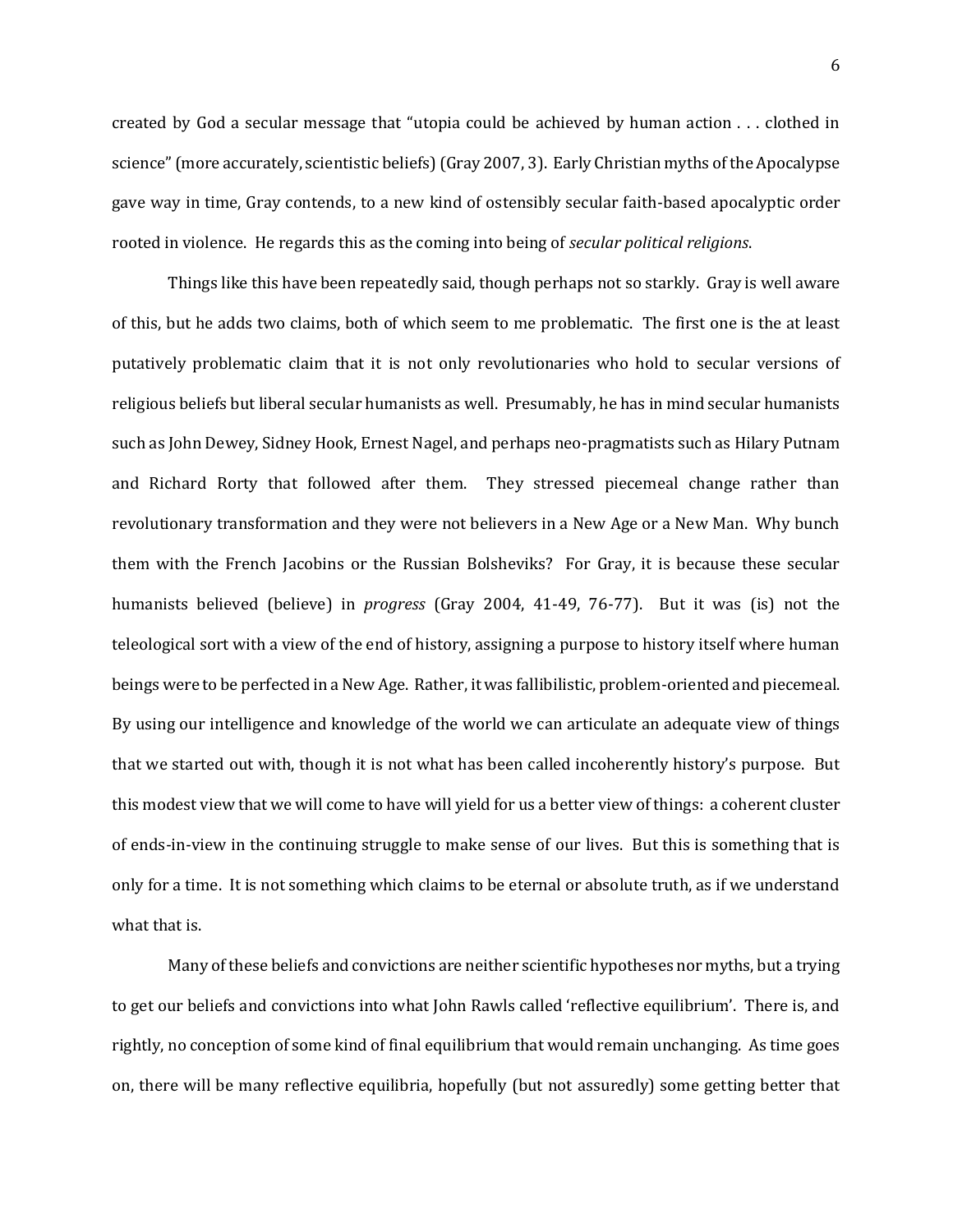created by God a secular message that "utopia could be achieved by human action . . . clothed in science" (more accurately, scientistic beliefs) (Gray 2007, 3). Early Christian myths of the Apocalypse gave way in time, Gray contends, to a new kind of ostensibly secular faith-based apocalyptic order rooted in violence. He regards this as the coming into being of *secular political religions*.

Things like this have been repeatedly said, though perhaps not so starkly. Gray is well aware of this, but he adds two claims, both of which seem to me problematic. The first one is the at least putatively problematic claim that it is not only revolutionaries who hold to secular versions of religious beliefs but liberal secular humanists as well. Presumably, he has in mind secular humanists such as John Dewey, Sidney Hook, Ernest Nagel, and perhaps neo-pragmatists such as Hilary Putnam and Richard Rorty that followed after them. They stressed piecemeal change rather than revolutionary transformation and they were not believers in a New Age or a New Man. Why bunch them with the French Jacobins or the Russian Bolsheviks? For Gray, it is because these secular humanists believed (believe) in *progress* (Gray 2004, 41-49, 76-77). But it was (is) not the teleological sort with a view of the end of history, assigning a purpose to history itself where human beings were to be perfected in a New Age. Rather, it was fallibilistic, problem-oriented and piecemeal. By using our intelligence and knowledge of the world we can articulate an adequate view of things that we started out with, though it is not what has been called incoherently history's purpose. But this modest view that we will come to have will yield for us a better view of things: a coherent cluster of ends-in-view in the continuing struggle to make sense of our lives. But this is something that is only for a time. It is not something which claims to be eternal or absolute truth, as if we understand what that is.

Many of these beliefs and convictions are neither scientific hypotheses nor myths, but a trying to get our beliefs and convictions into what John Rawls called 'reflective equilibrium'. There is, and rightly, no conception of some kind of final equilibrium that would remain unchanging. As time goes on, there will be many reflective equilibria, hopefully (but not assuredly) some getting better that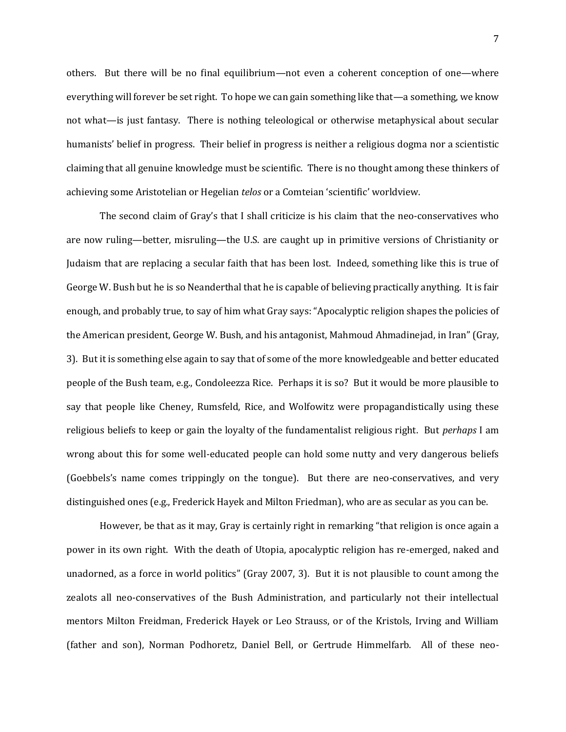others. But there will be no final equilibrium—not even a coherent conception of one—where everything will forever be set right. To hope we can gain something like that—a something, we know not what—is just fantasy. There is nothing teleological or otherwise metaphysical about secular humanists' belief in progress. Their belief in progress is neither a religious dogma nor a scientistic claiming that all genuine knowledge must be scientific. There is no thought among these thinkers of achieving some Aristotelian or Hegelian *telos* or a Comteian 'scientific' worldview.

The second claim of Gray's that I shall criticize is his claim that the neo-conservatives who are now ruling—better, misruling—the U.S. are caught up in primitive versions of Christianity or Judaism that are replacing a secular faith that has been lost. Indeed, something like this is true of George W. Bush but he is so Neanderthal that he is capable of believing practically anything. It is fair enough, and probably true, to say of him what Gray says: "Apocalyptic religion shapes the policies of the American president, George W. Bush, and his antagonist, Mahmoud Ahmadinejad, in Iran" (Gray, 3). But it is something else again to say that of some of the more knowledgeable and better educated people of the Bush team, e.g., Condoleezza Rice. Perhaps it is so? But it would be more plausible to say that people like Cheney, Rumsfeld, Rice, and Wolfowitz were propagandistically using these religious beliefs to keep or gain the loyalty of the fundamentalist religious right. But *perhaps* I am wrong about this for some well-educated people can hold some nutty and very dangerous beliefs (Goebbels's name comes trippingly on the tongue). But there are neo-conservatives, and very distinguished ones (e.g., Frederick Hayek and Milton Friedman), who are as secular as you can be.

However, be that as it may, Gray is certainly right in remarking "that religion is once again a power in its own right. With the death of Utopia, apocalyptic religion has re-emerged, naked and unadorned, as a force in world politics" (Gray 2007, 3). But it is not plausible to count among the zealots all neo-conservatives of the Bush Administration, and particularly not their intellectual mentors Milton Freidman, Frederick Hayek or Leo Strauss, or of the Kristols, Irving and William (father and son), Norman Podhoretz, Daniel Bell, or Gertrude Himmelfarb. All of these neo-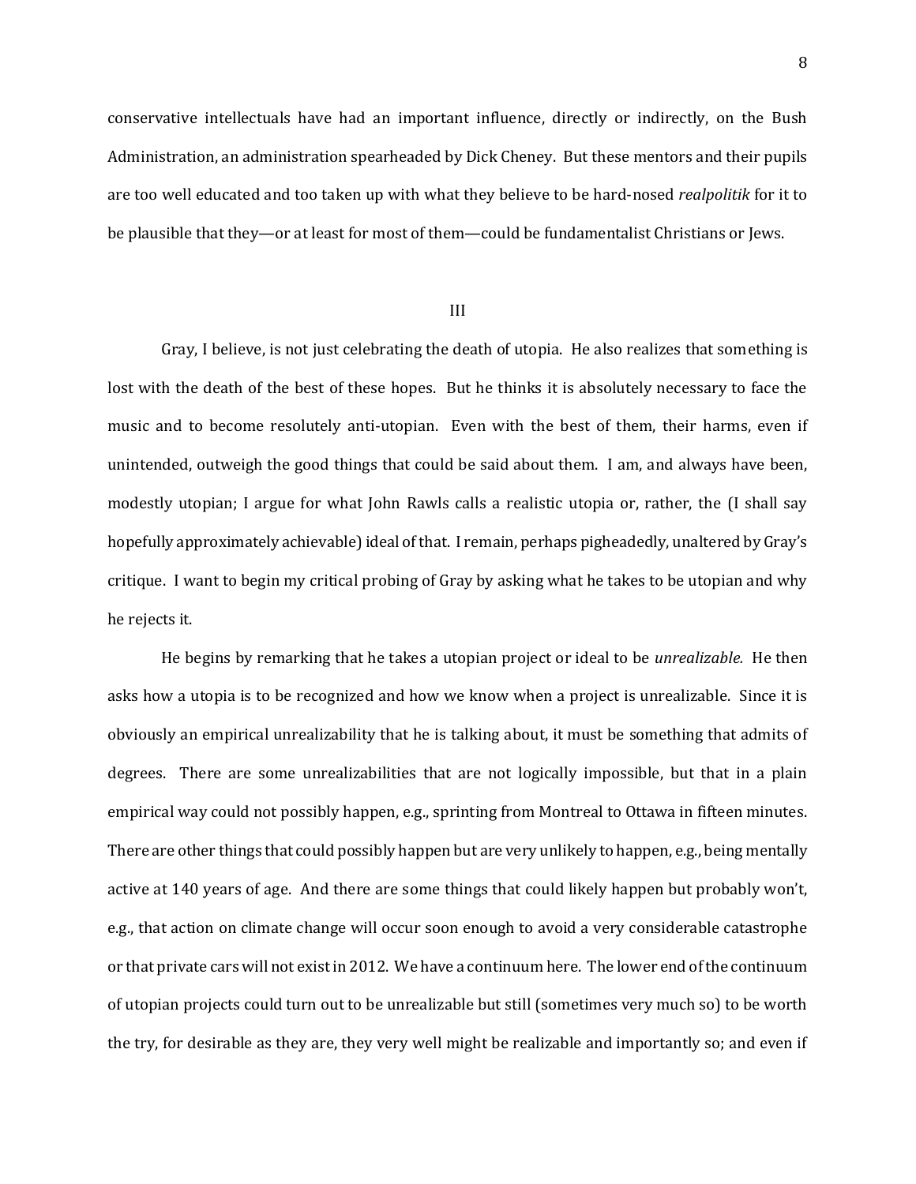conservative intellectuals have had an important influence, directly or indirectly, on the Bush Administration, an administration spearheaded by Dick Cheney. But these mentors and their pupils are too well educated and too taken up with what they believe to be hard-nosed *realpolitik* for it to be plausible that they—or at least for most of them—could be fundamentalist Christians or Jews.

## III

Gray, I believe, is not just celebrating the death of utopia. He also realizes that something is lost with the death of the best of these hopes. But he thinks it is absolutely necessary to face the music and to become resolutely anti-utopian. Even with the best of them, their harms, even if unintended, outweigh the good things that could be said about them. I am, and always have been, modestly utopian; I argue for what John Rawls calls a realistic utopia or, rather, the (I shall say hopefully approximately achievable) ideal of that. I remain, perhaps pigheadedly, unaltered by Gray's critique. I want to begin my critical probing of Gray by asking what he takes to be utopian and why he rejects it.

He begins by remarking that he takes a utopian project or ideal to be *unrealizable.* He then asks how a utopia is to be recognized and how we know when a project is unrealizable. Since it is obviously an empirical unrealizability that he is talking about, it must be something that admits of degrees. There are some unrealizabilities that are not logically impossible, but that in a plain empirical way could not possibly happen, e.g., sprinting from Montreal to Ottawa in fifteen minutes. There are other things that could possibly happen but are very unlikely to happen, e.g., being mentally active at 140 years of age. And there are some things that could likely happen but probably won't, e.g., that action on climate change will occur soon enough to avoid a very considerable catastrophe or that private cars will not exist in 2012. We have a continuum here. The lower end of the continuum of utopian projects could turn out to be unrealizable but still (sometimes very much so) to be worth the try, for desirable as they are, they very well might be realizable and importantly so; and even if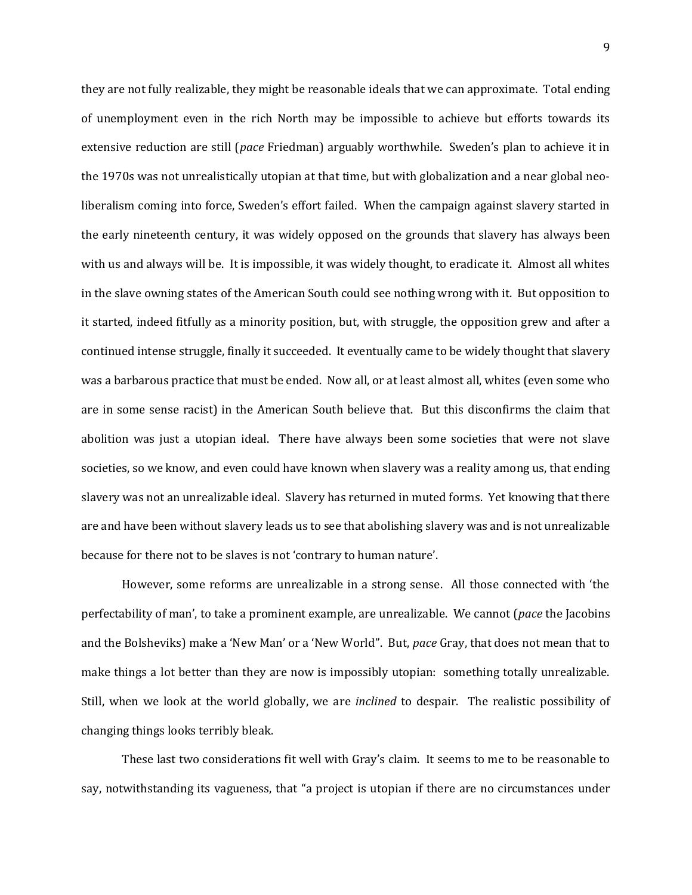they are not fully realizable, they might be reasonable ideals that we can approximate. Total ending of unemployment even in the rich North may be impossible to achieve but efforts towards its extensive reduction are still (*pace* Friedman) arguably worthwhile. Sweden's plan to achieve it in the 1970s was not unrealistically utopian at that time, but with globalization and a near global neo-liberalism coming into force, Sweden's effort failed. When the campaign against slavery started in the early nineteenth century, it was widely opposed on the grounds that slavery has always been with us and always will be. It is impossible, it was widely thought, to eradicate it. Almost all whites in the slave owning states of the American South could see nothing wrong with it. But opposition to it started, indeed fitfully as a minority position, but, with struggle, the opposition grew and after a continued intense struggle, finally it succeeded. It eventually came to be widely thought that slavery was a barbarous practice that must be ended. Now all, or at least almost all, whites (even some who are in some sense racist) in the American South believe that. But this disconfirms the claim that abolition was just a utopian ideal. There have always been some societies that were not slave societies, so we know, and even could have known when slavery was a reality among us, that ending slavery was not an unrealizable ideal. Slavery has returned in muted forms. Yet knowing that there are and have been without slavery leads us to see that abolishing slavery was and is not unrealizable because for there not to be slaves is not 'contrary to human nature'.

However, some reforms are unrealizable in a strong sense. All those connected with 'the perfectability of man', to take a prominent example, are unrealizable. We cannot (*pace* the Jacobins and the Bolsheviks) make a 'New Man' or a 'New World". But, *pace* Gray, that does not mean that to make things a lot better than they are now is impossibly utopian: something totally unrealizable. Still, when we look at the world globally, we are *inclined* to despair. The realistic possibility of changing things looks terribly bleak.

These last two considerations fit well with Gray's claim. It seems to me to be reasonable to say, notwithstanding its vagueness, that "a project is utopian if there are no circumstances under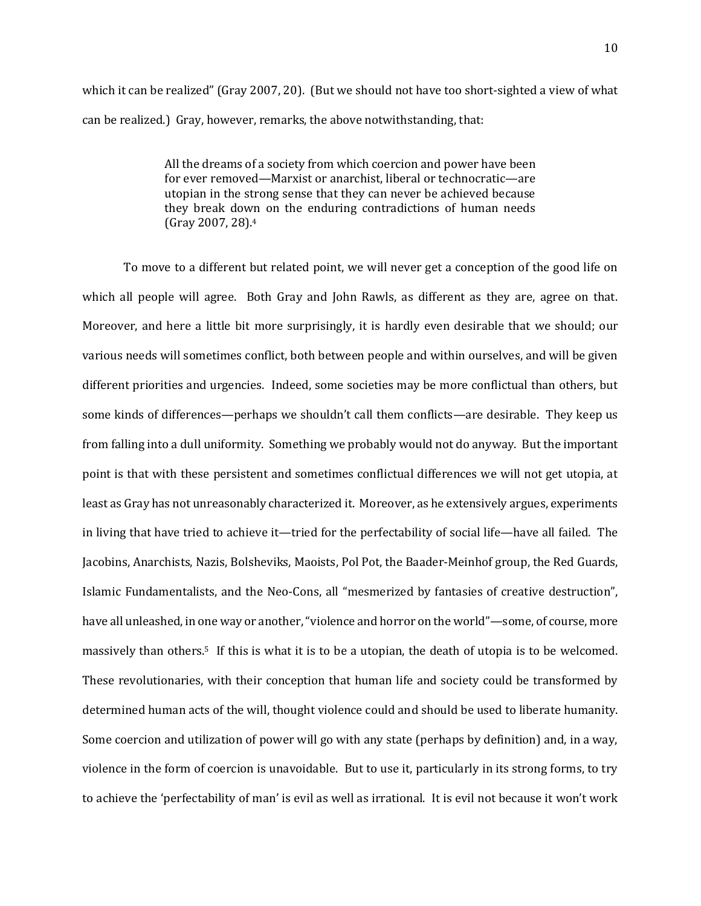which it can be realized" (Gray 2007, 20). (But we should not have too short-sighted a view of what can be realized.) Gray, however, remarks, the above notwithstanding, that:

> All the dreams of a society from which coercion and power have been for ever removed—Marxist or anarchist, liberal or technocratic—are utopian in the strong sense that they can never be achieved because they break down on the enduring contradictions of human needs (Gray 2007, 28).[4]

To move to a different but related point, we will never get a conception of the good life on which all people will agree. Both Gray and John Rawls, as different as they are, agree on that. Moreover, and here a little bit more surprisingly, it is hardly even desirable that we should; our various needs will sometimes conflict, both between people and within ourselves, and will be given different priorities and urgencies. Indeed, some societies may be more conflictual than others, but some kinds of differences—perhaps we shouldn't call them conflicts—are desirable. They keep us from falling into a dull uniformity. Something we probably would not do anyway. But the important point is that with these persistent and sometimes conflictual differences we will not get utopia, at least as Gray has not unreasonably characterized it. Moreover, as he extensively argues, experiments in living that have tried to achieve it—tried for the perfectability of social life—have all failed. The Jacobins, Anarchists, Nazis, Bolsheviks, Maoists, Pol Pot, the Baader-Meinhof group, the Red Guards, Islamic Fundamentalists, and the Neo-Cons, all "mesmerized by fantasies of creative destruction", have all unleashed, in one way or another, "violence and horror on the world"—some, of course, more massively than others.[5] If this is what it is to be a utopian, the death of utopia is to be welcomed. These revolutionaries, with their conception that human life and society could be transformed by determined human acts of the will, thought violence could and should be used to liberate humanity. Some coercion and utilization of power will go with any state (perhaps by definition) and, in a way, violence in the form of coercion is unavoidable. But to use it, particularly in its strong forms, to try to achieve the 'perfectability of man' is evil as well as irrational. It is evil not because it won't work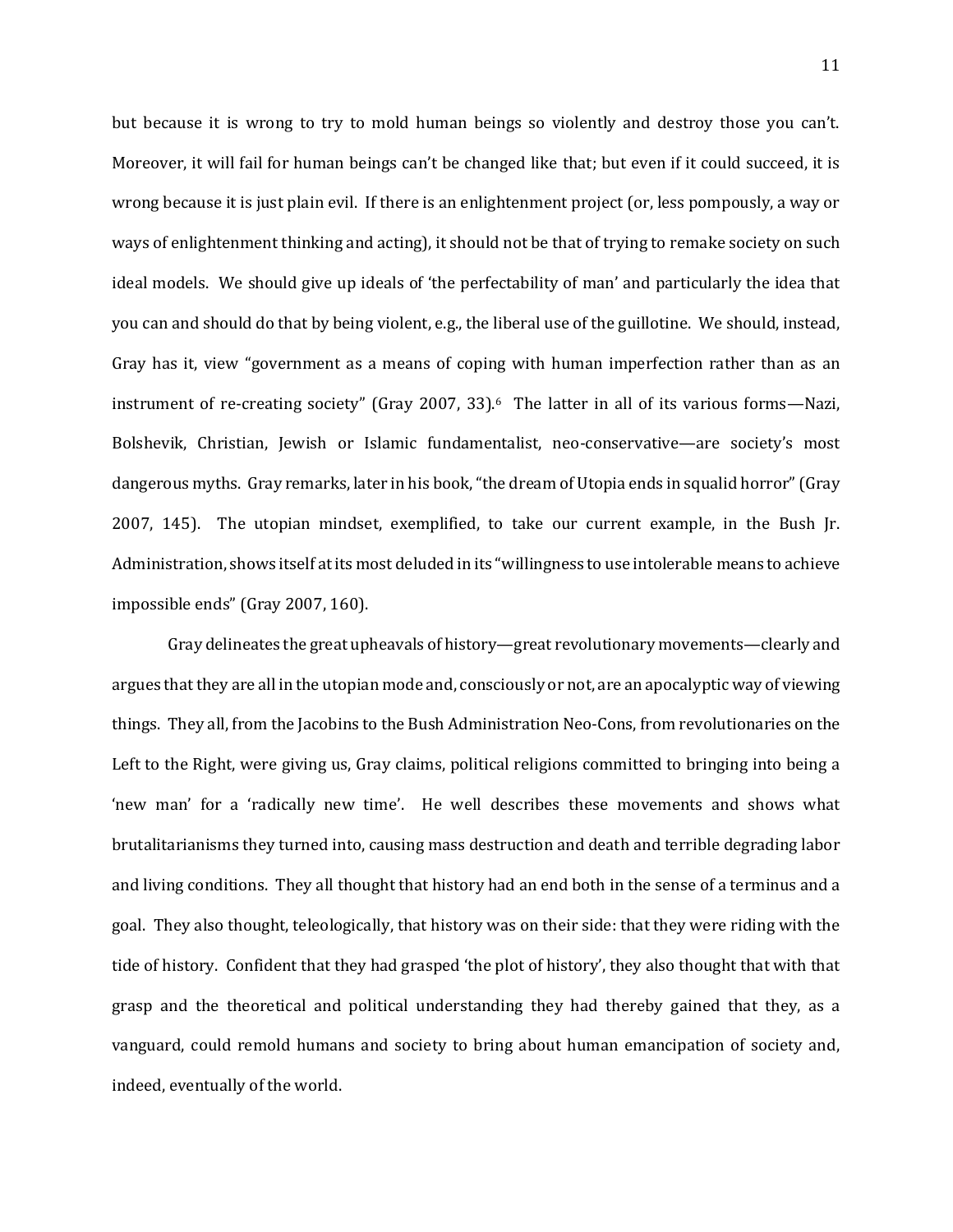but because it is wrong to try to mold human beings so violently and destroy those you can't. Moreover, it will fail for human beings can't be changed like that; but even if it could succeed, it is wrong because it is just plain evil. If there is an enlightenment project (or, less pompously, a way or ways of enlightenment thinking and acting), it should not be that of trying to remake society on such ideal models. We should give up ideals of 'the perfectability of man' and particularly the idea that you can and should do that by being violent, e.g., the liberal use of the guillotine. We should, instead, Gray has it, view "government as a means of coping with human imperfection rather than as an instrument of re-creating society" (Gray 2007, 33).[6] The latter in all of its various forms—Nazi, Bolshevik, Christian, Jewish or Islamic fundamentalist, neo-conservative—are society's most dangerous myths. Gray remarks, later in his book, "the dream of Utopia ends in squalid horror" (Gray 2007, 145). The utopian mindset, exemplified, to take our current example, in the Bush Jr. Administration, shows itself at its most deluded in its "willingness to use intolerable means to achieve impossible ends" (Gray 2007, 160).

Gray delineates the great upheavals of history—great revolutionary movements—clearly and argues that they are all in the utopian mode and, consciously or not, are an apocalyptic way of viewing things. They all, from the Jacobins to the Bush Administration Neo-Cons, from revolutionaries on the Left to the Right, were giving us, Gray claims, political religions committed to bringing into being a 'new man' for a 'radically new time'. He well describes these movements and shows what brutalitarianisms they turned into, causing mass destruction and death and terrible degrading labor and living conditions. They all thought that history had an end both in the sense of a terminus and a goal. They also thought, teleologically, that history was on their side: that they were riding with the tide of history. Confident that they had grasped 'the plot of history', they also thought that with that grasp and the theoretical and political understanding they had thereby gained that they, as a vanguard, could remold humans and society to bring about human emancipation of society and, indeed, eventually of the world.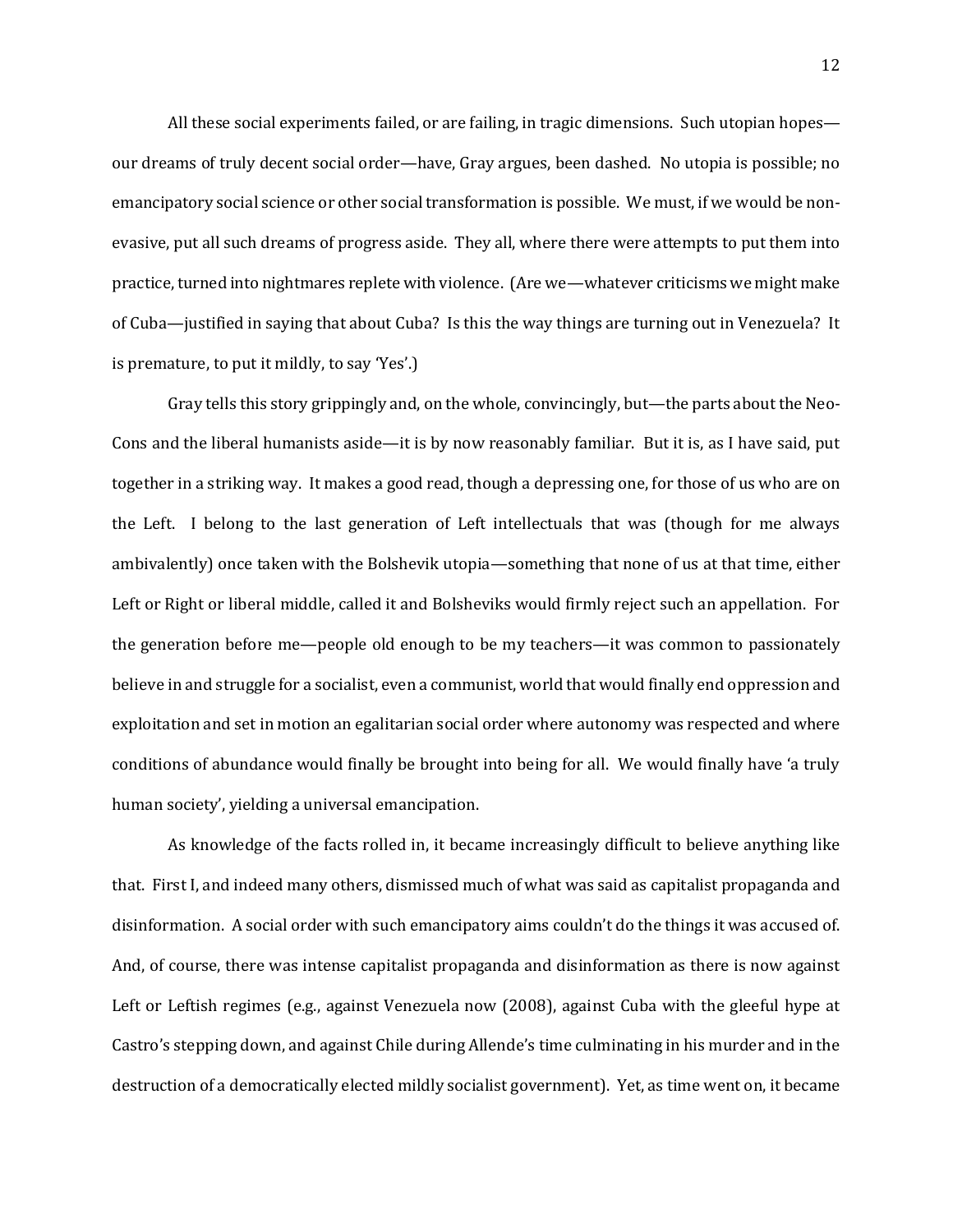All these social experiments failed, or are failing, in tragic dimensions. Such utopian hopes—our dreams of truly decent social order—have, Gray argues, been dashed. No utopia is possible; no emancipatory social science or other social transformation is possible. We must, if we would be non-evasive, put all such dreams of progress aside. They all, where there were attempts to put them into practice, turned into nightmares replete with violence. (Are we—whatever criticisms we might make of Cuba—justified in saying that about Cuba? Is this the way things are turning out in Venezuela? It is premature, to put it mildly, to say 'Yes'.)

Gray tells this story grippingly and, on the whole, convincingly, but—the parts about the Neo-Cons and the liberal humanists aside—it is by now reasonably familiar. But it is, as I have said, put together in a striking way. It makes a good read, though a depressing one, for those of us who are on the Left. I belong to the last generation of Left intellectuals that was (though for me always ambivalently) once taken with the Bolshevik utopia—something that none of us at that time, either Left or Right or liberal middle, called it and Bolsheviks would firmly reject such an appellation. For the generation before me—people old enough to be my teachers—it was common to passionately believe in and struggle for a socialist, even a communist, world that would finally end oppression and exploitation and set in motion an egalitarian social order where autonomy was respected and where conditions of abundance would finally be brought into being for all. We would finally have 'a truly human society', yielding a universal emancipation.

As knowledge of the facts rolled in, it became increasingly difficult to believe anything like that. First I, and indeed many others, dismissed much of what was said as capitalist propaganda and disinformation. A social order with such emancipatory aims couldn't do the things it was accused of. And, of course, there was intense capitalist propaganda and disinformation as there is now against Left or Leftish regimes (e.g., against Venezuela now (2008), against Cuba with the gleeful hype at Castro's stepping down, and against Chile during Allende's time culminating in his murder and in the destruction of a democratically elected mildly socialist government). Yet, as time went on, it became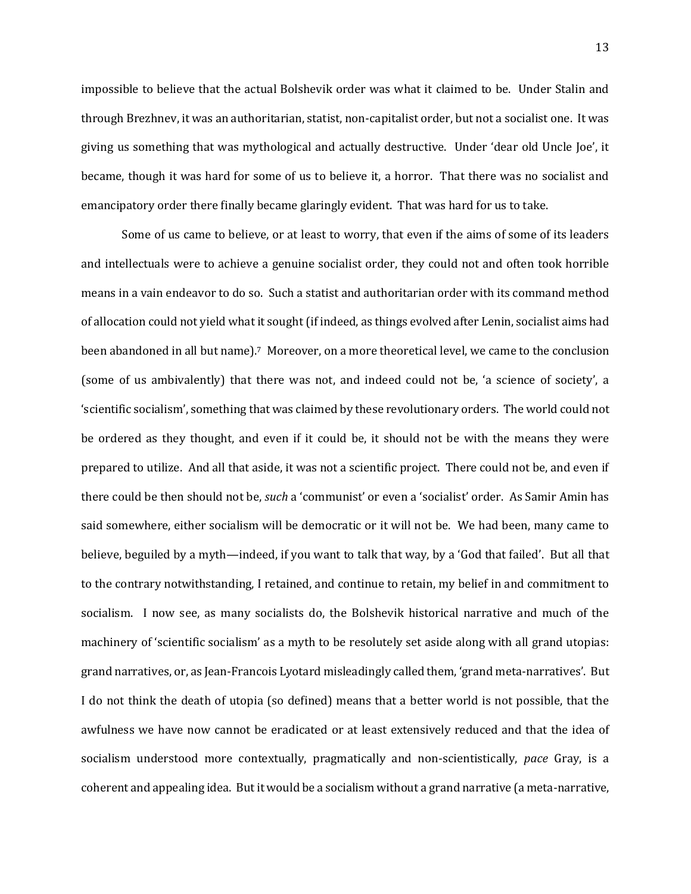impossible to believe that the actual Bolshevik order was what it claimed to be. Under Stalin and through Brezhnev, it was an authoritarian, statist, non-capitalist order, but not a socialist one. It was giving us something that was mythological and actually destructive. Under 'dear old Uncle Joe', it became, though it was hard for some of us to believe it, a horror. That there was no socialist and emancipatory order there finally became glaringly evident. That was hard for us to take.

Some of us came to believe, or at least to worry, that even if the aims of some of its leaders and intellectuals were to achieve a genuine socialist order, they could not and often took horrible means in a vain endeavor to do so. Such a statist and authoritarian order with its command method of allocation could not yield what it sought (if indeed, as things evolved after Lenin, socialist aims had been abandoned in all but name).[7] Moreover, on a more theoretical level, we came to the conclusion (some of us ambivalently) that there was not, and indeed could not be, 'a science of society', a 'scientific socialism', something that was claimed by these revolutionary orders. The world could not be ordered as they thought, and even if it could be, it should not be with the means they were prepared to utilize. And all that aside, it was not a scientific project. There could not be, and even if there could be then should not be, *such* a 'communist' or even a 'socialist' order. As Samir Amin has said somewhere, either socialism will be democratic or it will not be. We had been, many came to believe, beguiled by a myth—indeed, if you want to talk that way, by a 'God that failed'. But all that to the contrary notwithstanding, I retained, and continue to retain, my belief in and commitment to socialism. I now see, as many socialists do, the Bolshevik historical narrative and much of the machinery of 'scientific socialism' as a myth to be resolutely set aside along with all grand utopias: grand narratives, or, as Jean-Francois Lyotard misleadingly called them, 'grand meta-narratives'. But I do not think the death of utopia (so defined) means that a better world is not possible, that the awfulness we have now cannot be eradicated or at least extensively reduced and that the idea of socialism understood more contextually, pragmatically and non-scientistically, *pace* Gray, is a coherent and appealing idea. But it would be a socialism without a grand narrative (a meta-narrative,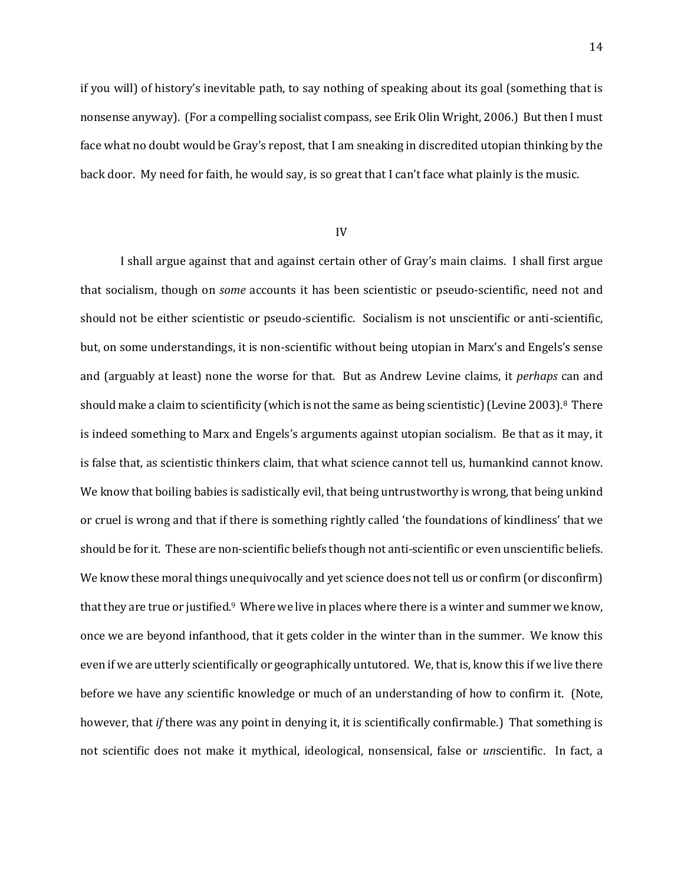if you will) of history's inevitable path, to say nothing of speaking about its goal (something that is nonsense anyway). (For a compelling socialist compass, see Erik Olin Wright, 2006.) But then I must face what no doubt would be Gray's repost, that I am sneaking in discredited utopian thinking by the back door. My need for faith, he would say, is so great that I can't face what plainly is the music.

## IV

I shall argue against that and against certain other of Gray's main claims. I shall first argue that socialism, though on *some* accounts it has been scientistic or pseudo-scientific, need not and should not be either scientistic or pseudo-scientific. Socialism is not unscientific or anti-scientific, but, on some understandings, it is non-scientific without being utopian in Marx's and Engels's sense and (arguably at least) none the worse for that. But as Andrew Levine claims, it *perhaps* can and should make a claim to scientificity (which is not the same as being scientistic) (Levine 2003).[8] There is indeed something to Marx and Engels's arguments against utopian socialism. Be that as it may, it is false that, as scientistic thinkers claim, that what science cannot tell us, humankind cannot know. We know that boiling babies is sadistically evil, that being untrustworthy is wrong, that being unkind or cruel is wrong and that if there is something rightly called 'the foundations of kindliness' that we should be for it. These are non-scientific beliefs though not anti-scientific or even unscientific beliefs. We know these moral things unequivocally and yet science does not tell us or confirm (or disconfirm) that they are true or justified.[9] Where we live in places where there is a winter and summer we know, once we are beyond infanthood, that it gets colder in the winter than in the summer. We know this even if we are utterly scientifically or geographically untutored. We, that is, know this if we live there before we have any scientific knowledge or much of an understanding of how to confirm it. (Note, however, that *if* there was any point in denying it, it is scientifically confirmable.) That something is not scientific does not make it mythical, ideological, nonsensical, false or *un*scientific. In fact, a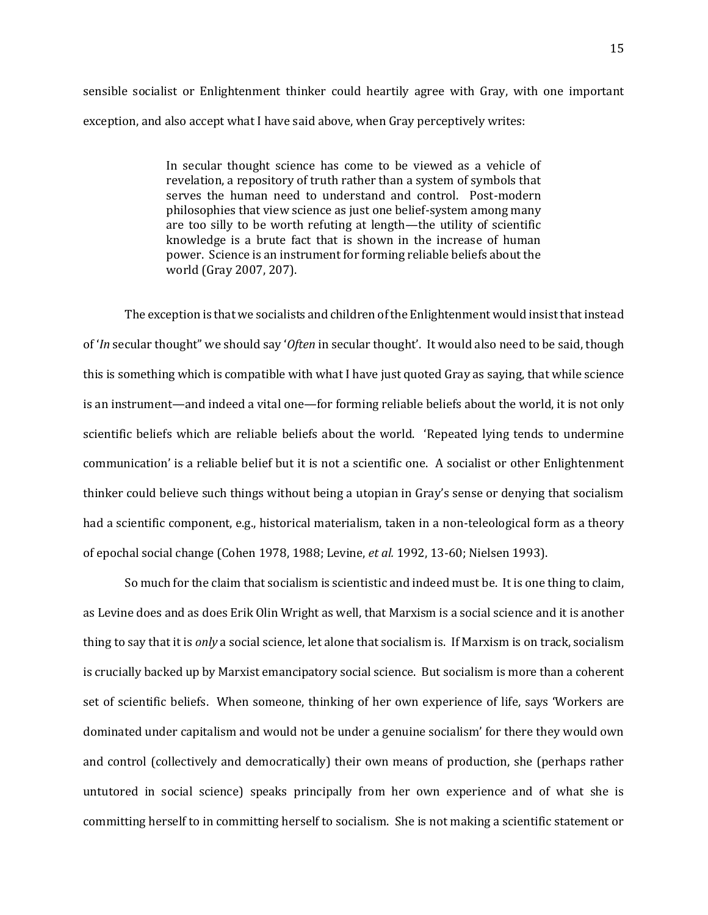sensible socialist or Enlightenment thinker could heartily agree with Gray, with one important exception, and also accept what I have said above, when Gray perceptively writes:

> In secular thought science has come to be viewed as a vehicle of revelation, a repository of truth rather than a system of symbols that serves the human need to understand and control. Post-modern philosophies that view science as just one belief-system among many are too silly to be worth refuting at length—the utility of scientific knowledge is a brute fact that is shown in the increase of human power. Science is an instrument for forming reliable beliefs about the world (Gray 2007, 207).

The exception is that we socialists and children of the Enlightenment would insist that instead of '*In* secular thought" we should say '*Often* in secular thought'. It would also need to be said, though this is something which is compatible with what I have just quoted Gray as saying, that while science is an instrument—and indeed a vital one—for forming reliable beliefs about the world, it is not only scientific beliefs which are reliable beliefs about the world. 'Repeated lying tends to undermine communication' is a reliable belief but it is not a scientific one. A socialist or other Enlightenment thinker could believe such things without being a utopian in Gray's sense or denying that socialism had a scientific component, e.g., historical materialism, taken in a non-teleological form as a theory of epochal social change (Cohen 1978, 1988; Levine, *et al.* 1992, 13-60; Nielsen 1993).

So much for the claim that socialism is scientistic and indeed must be. It is one thing to claim, as Levine does and as does Erik Olin Wright as well, that Marxism is a social science and it is another thing to say that it is *only* a social science, let alone that socialism is. If Marxism is on track, socialism is crucially backed up by Marxist emancipatory social science. But socialism is more than a coherent set of scientific beliefs. When someone, thinking of her own experience of life, says 'Workers are dominated under capitalism and would not be under a genuine socialism' for there they would own and control (collectively and democratically) their own means of production, she (perhaps rather untutored in social science) speaks principally from her own experience and of what she is committing herself to in committing herself to socialism. She is not making a scientific statement or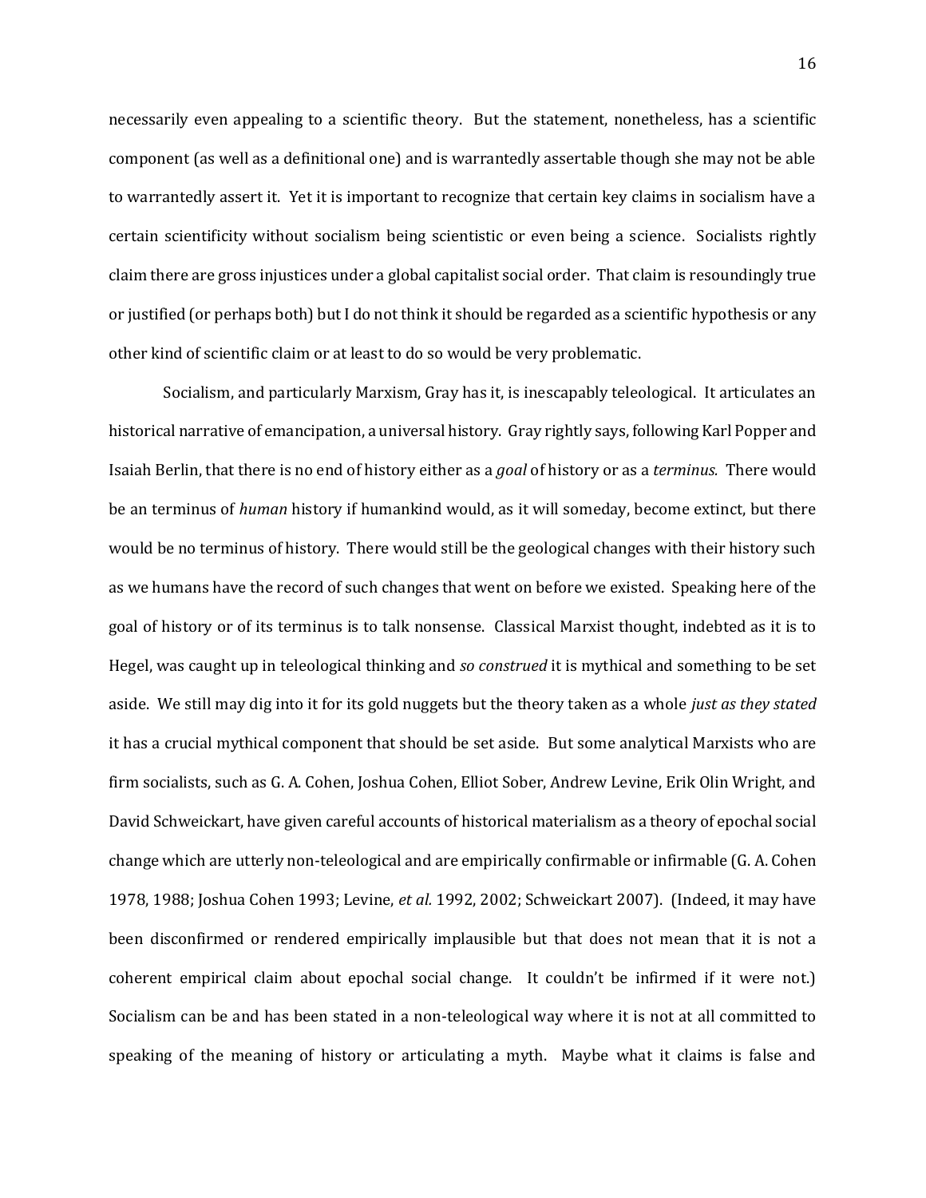necessarily even appealing to a scientific theory. But the statement, nonetheless, has a scientific component (as well as a definitional one) and is warrantedly assertable though she may not be able to warrantedly assert it. Yet it is important to recognize that certain key claims in socialism have a certain scientificity without socialism being scientistic or even being a science. Socialists rightly claim there are gross injustices under a global capitalist social order. That claim is resoundingly true or justified (or perhaps both) but I do not think it should be regarded as a scientific hypothesis or any other kind of scientific claim or at least to do so would be very problematic.

Socialism, and particularly Marxism, Gray has it, is inescapably teleological. It articulates an historical narrative of emancipation, a universal history. Gray rightly says, following Karl Popper and Isaiah Berlin, that there is no end of history either as a *goal* of history or as a *terminus.* There would be an terminus of *human* history if humankind would, as it will someday, become extinct, but there would be no terminus of history. There would still be the geological changes with their history such as we humans have the record of such changes that went on before we existed. Speaking here of the goal of history or of its terminus is to talk nonsense. Classical Marxist thought, indebted as it is to Hegel, was caught up in teleological thinking and *so construed* it is mythical and something to be set aside. We still may dig into it for its gold nuggets but the theory taken as a whole *just as they stated* it has a crucial mythical component that should be set aside. But some analytical Marxists who are firm socialists, such as G. A. Cohen, Joshua Cohen, Elliot Sober, Andrew Levine, Erik Olin Wright, and David Schweickart, have given careful accounts of historical materialism as a theory of epochal social change which are utterly non-teleological and are empirically confirmable or infirmable (G. A. Cohen 1978, 1988; Joshua Cohen 1993; Levine, *et al.* 1992, 2002; Schweickart 2007). (Indeed, it may have been disconfirmed or rendered empirically implausible but that does not mean that it is not a coherent empirical claim about epochal social change. It couldn't be infirmed if it were not.) Socialism can be and has been stated in a non-teleological way where it is not at all committed to speaking of the meaning of history or articulating a myth. Maybe what it claims is false and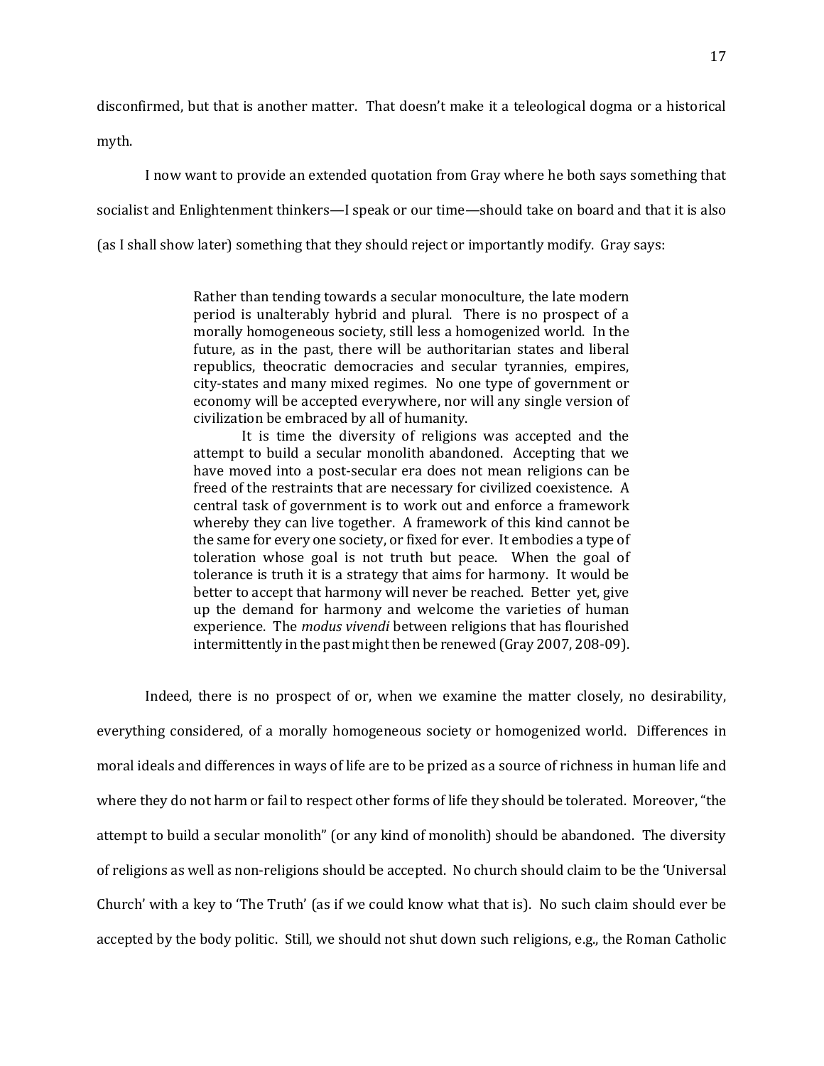disconfirmed, but that is another matter. That doesn't make it a teleological dogma or a historical myth.

I now want to provide an extended quotation from Gray where he both says something that socialist and Enlightenment thinkers—I speak or our time—should take on board and that it is also (as I shall show later) something that they should reject or importantly modify. Gray says:

> Rather than tending towards a secular monoculture, the late modern period is unalterably hybrid and plural. There is no prospect of a morally homogeneous society, still less a homogenized world. In the future, as in the past, there will be authoritarian states and liberal republics, theocratic democracies and secular tyrannies, empires, city-states and many mixed regimes. No one type of government or economy will be accepted everywhere, nor will any single version of civilization be embraced by all of humanity.
>
> It is time the diversity of religions was accepted and the attempt to build a secular monolith abandoned. Accepting that we have moved into a post-secular era does not mean religions can be freed of the restraints that are necessary for civilized coexistence. A central task of government is to work out and enforce a framework whereby they can live together. A framework of this kind cannot be the same for every one society, or fixed for ever. It embodies a type of toleration whose goal is not truth but peace. When the goal of tolerance is truth it is a strategy that aims for harmony. It would be better to accept that harmony will never be reached. Better yet, give up the demand for harmony and welcome the varieties of human experience. The *modus vivendi* between religions that has flourished intermittently in the past might then be renewed (Gray 2007, 208-09).

Indeed, there is no prospect of or, when we examine the matter closely, no desirability, everything considered, of a morally homogeneous society or homogenized world. Differences in moral ideals and differences in ways of life are to be prized as a source of richness in human life and where they do not harm or fail to respect other forms of life they should be tolerated. Moreover, "the attempt to build a secular monolith" (or any kind of monolith) should be abandoned. The diversity of religions as well as non-religions should be accepted. No church should claim to be the 'Universal Church' with a key to 'The Truth' (as if we could know what that is). No such claim should ever be accepted by the body politic. Still, we should not shut down such religions, e.g., the Roman Catholic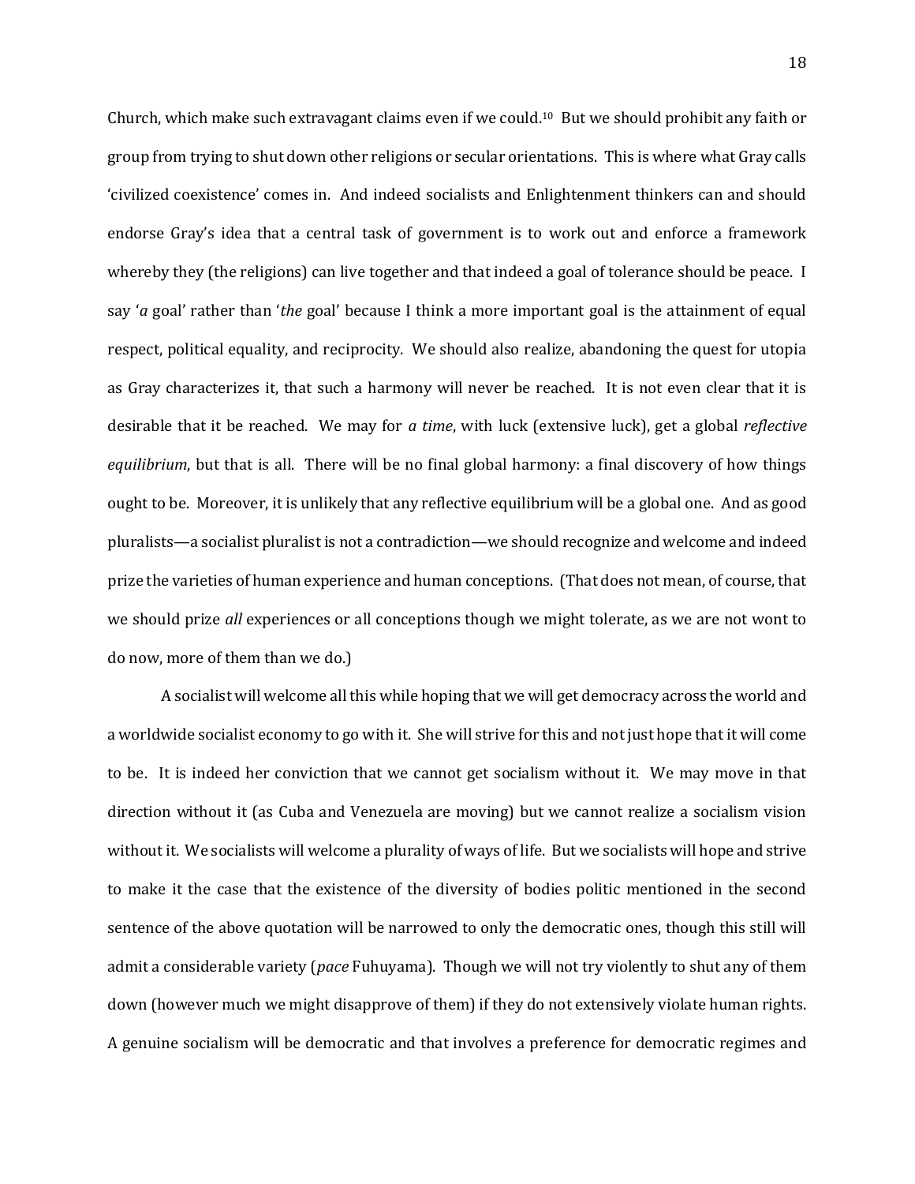Church, which make such extravagant claims even if we could.[10] But we should prohibit any faith or group from trying to shut down other religions or secular orientations. This is where what Gray calls 'civilized coexistence' comes in. And indeed socialists and Enlightenment thinkers can and should endorse Gray's idea that a central task of government is to work out and enforce a framework whereby they (the religions) can live together and that indeed a goal of tolerance should be peace. I say '*a* goal' rather than '*the* goal' because I think a more important goal is the attainment of equal respect, political equality, and reciprocity. We should also realize, abandoning the quest for utopia as Gray characterizes it, that such a harmony will never be reached. It is not even clear that it is desirable that it be reached. We may for *a time*, with luck (extensive luck), get a global *reflective equilibrium*, but that is all. There will be no final global harmony: a final discovery of how things ought to be. Moreover, it is unlikely that any reflective equilibrium will be a global one. And as good pluralists—a socialist pluralist is not a contradiction—we should recognize and welcome and indeed prize the varieties of human experience and human conceptions. (That does not mean, of course, that we should prize *all* experiences or all conceptions though we might tolerate, as we are not wont to do now, more of them than we do.)

A socialist will welcome all this while hoping that we will get democracy across the world and a worldwide socialist economy to go with it. She will strive for this and not just hope that it will come to be. It is indeed her conviction that we cannot get socialism without it. We may move in that direction without it (as Cuba and Venezuela are moving) but we cannot realize a socialism vision without it. We socialists will welcome a plurality of ways of life. But we socialists will hope and strive to make it the case that the existence of the diversity of bodies politic mentioned in the second sentence of the above quotation will be narrowed to only the democratic ones, though this still will admit a considerable variety (*pace* Fuhuyama). Though we will not try violently to shut any of them down (however much we might disapprove of them) if they do not extensively violate human rights. A genuine socialism will be democratic and that involves a preference for democratic regimes and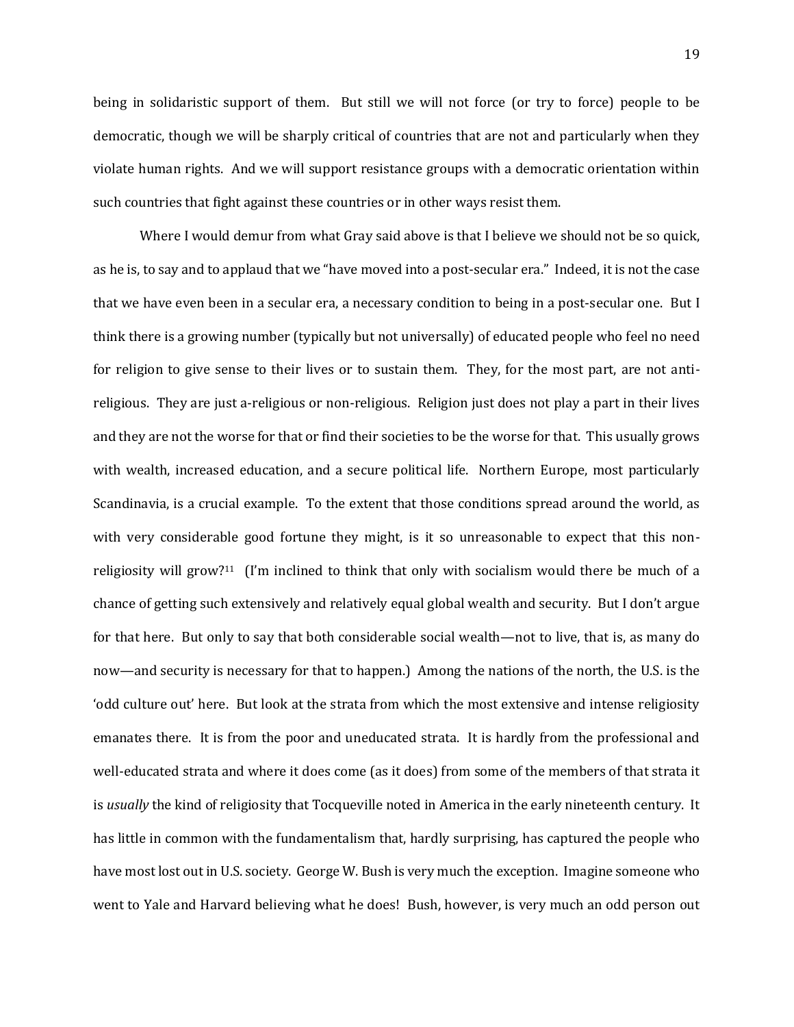being in solidaristic support of them. But still we will not force (or try to force) people to be democratic, though we will be sharply critical of countries that are not and particularly when they violate human rights. And we will support resistance groups with a democratic orientation within such countries that fight against these countries or in other ways resist them.

Where I would demur from what Gray said above is that I believe we should not be so quick, as he is, to say and to applaud that we "have moved into a post-secular era." Indeed, it is not the case that we have even been in a secular era, a necessary condition to being in a post-secular one. But I think there is a growing number (typically but not universally) of educated people who feel no need for religion to give sense to their lives or to sustain them. They, for the most part, are not anti-religious. They are just a-religious or non-religious. Religion just does not play a part in their lives and they are not the worse for that or find their societies to be the worse for that. This usually grows with wealth, increased education, and a secure political life. Northern Europe, most particularly Scandinavia, is a crucial example. To the extent that those conditions spread around the world, as with very considerable good fortune they might, is it so unreasonable to expect that this non-religiosity will grow?[11] (I'm inclined to think that only with socialism would there be much of a chance of getting such extensively and relatively equal global wealth and security. But I don't argue for that here. But only to say that both considerable social wealth—not to live, that is, as many do now—and security is necessary for that to happen.) Among the nations of the north, the U.S. is the 'odd culture out' here. But look at the strata from which the most extensive and intense religiosity emanates there. It is from the poor and uneducated strata. It is hardly from the professional and well-educated strata and where it does come (as it does) from some of the members of that strata it is *usually* the kind of religiosity that Tocqueville noted in America in the early nineteenth century. It has little in common with the fundamentalism that, hardly surprising, has captured the people who have most lost out in U.S. society. George W. Bush is very much the exception. Imagine someone who went to Yale and Harvard believing what he does! Bush, however, is very much an odd person out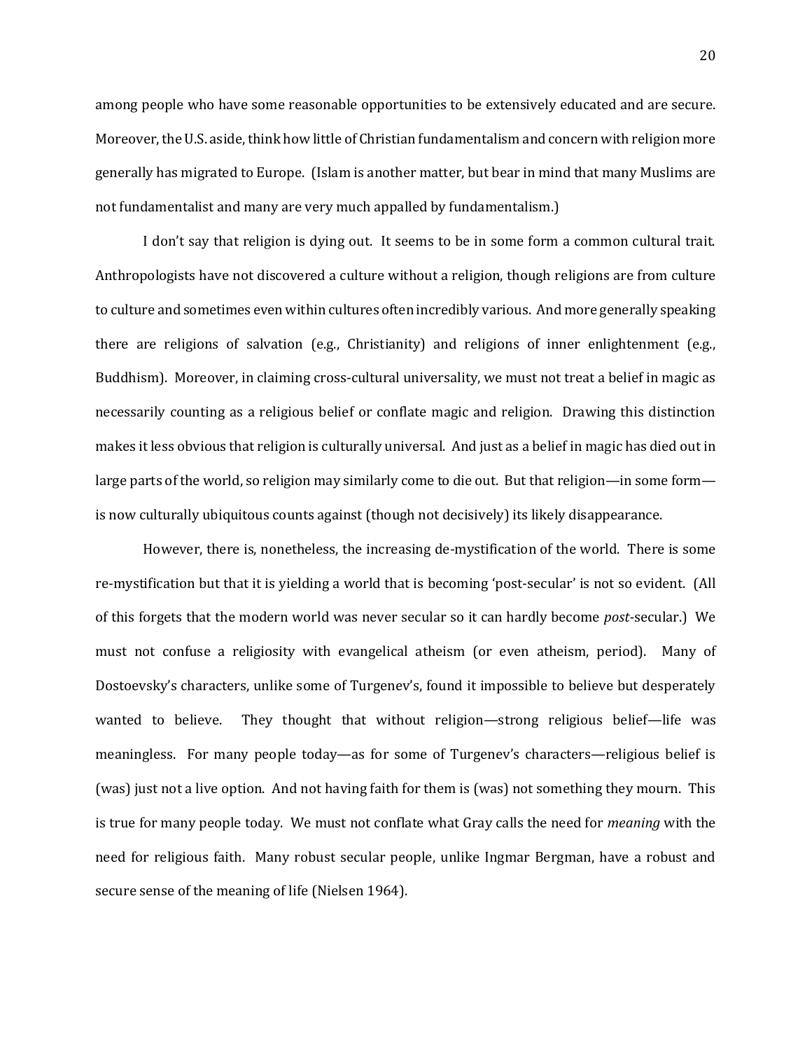among people who have some reasonable opportunities to be extensively educated and are secure. Moreover, the U.S. aside, think how little of Christian fundamentalism and concern with religion more generally has migrated to Europe. (Islam is another matter, but bear in mind that many Muslims are not fundamentalist and many are very much appalled by fundamentalism.)

I don't say that religion is dying out. It seems to be in some form a common cultural trait. Anthropologists have not discovered a culture without a religion, though religions are from culture to culture and sometimes even within cultures often incredibly various. And more generally speaking there are religions of salvation (e.g., Christianity) and religions of inner enlightenment (e.g., Buddhism). Moreover, in claiming cross-cultural universality, we must not treat a belief in magic as necessarily counting as a religious belief or conflate magic and religion. Drawing this distinction makes it less obvious that religion is culturally universal. And just as a belief in magic has died out in large parts of the world, so religion may similarly come to die out. But that religion—in some form—is now culturally ubiquitous counts against (though not decisively) its likely disappearance.

However, there is, nonetheless, the increasing de-mystification of the world. There is some re-mystification but that it is yielding a world that is becoming 'post-secular' is not so evident. (All of this forgets that the modern world was never secular so it can hardly become *post*-secular.) We must not confuse a religiosity with evangelical atheism (or even atheism, period). Many of Dostoevsky's characters, unlike some of Turgenev's, found it impossible to believe but desperately wanted to believe. They thought that without religion—strong religious belief—life was meaningless. For many people today—as for some of Turgenev's characters—religious belief is (was) just not a live option. And not having faith for them is (was) not something they mourn. This is true for many people today. We must not conflate what Gray calls the need for *meaning* with the need for religious faith. Many robust secular people, unlike Ingmar Bergman, have a robust and secure sense of the meaning of life (Nielsen 1964).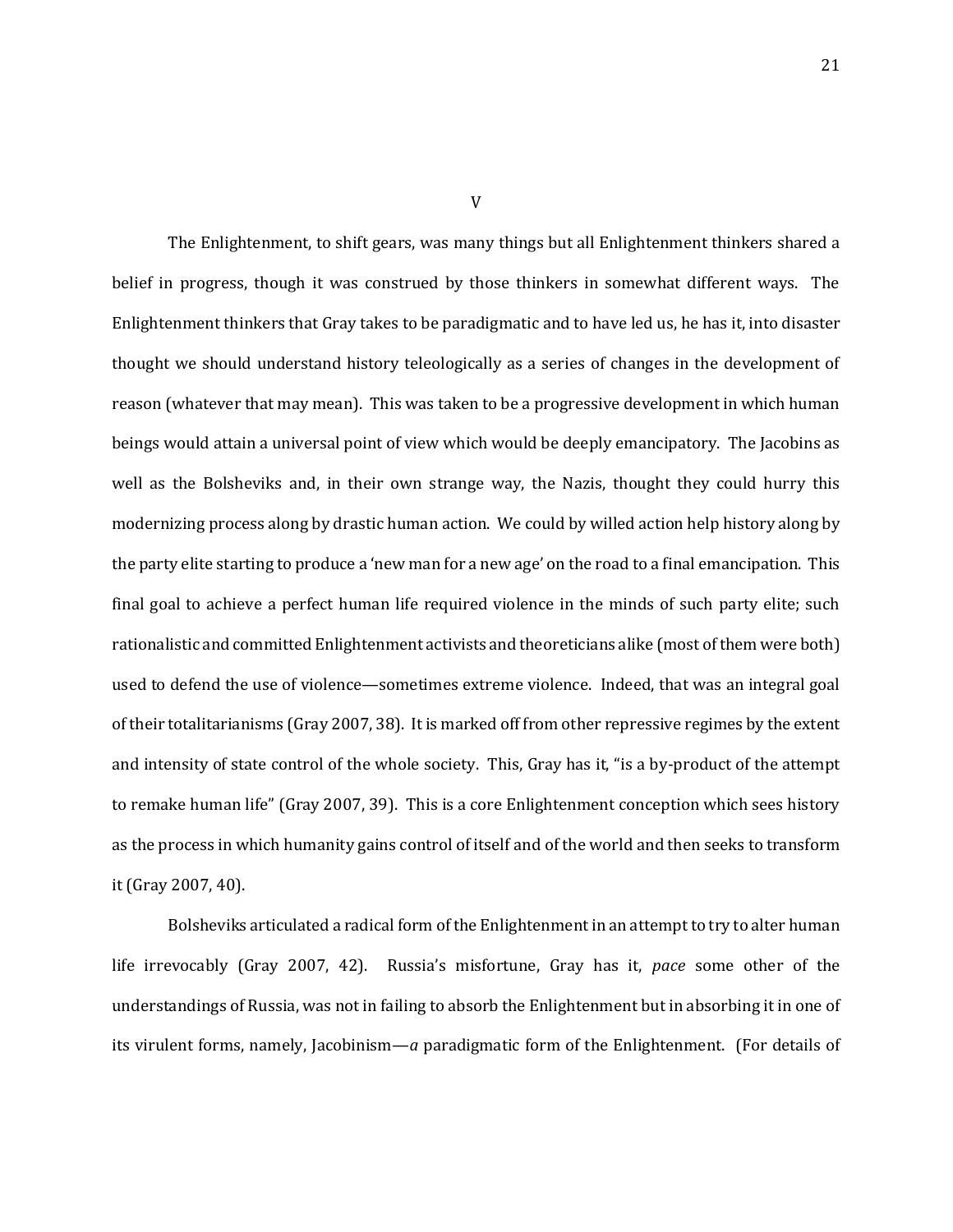## V

The Enlightenment, to shift gears, was many things but all Enlightenment thinkers shared a belief in progress, though it was construed by those thinkers in somewhat different ways. The Enlightenment thinkers that Gray takes to be paradigmatic and to have led us, he has it, into disaster thought we should understand history teleologically as a series of changes in the development of reason (whatever that may mean). This was taken to be a progressive development in which human beings would attain a universal point of view which would be deeply emancipatory. The Jacobins as well as the Bolsheviks and, in their own strange way, the Nazis, thought they could hurry this modernizing process along by drastic human action. We could by willed action help history along by the party elite starting to produce a 'new man for a new age' on the road to a final emancipation. This final goal to achieve a perfect human life required violence in the minds of such party elite; such rationalistic and committed Enlightenment activists and theoreticians alike (most of them were both) used to defend the use of violence—sometimes extreme violence. Indeed, that was an integral goal of their totalitarianisms (Gray 2007, 38). It is marked off from other repressive regimes by the extent and intensity of state control of the whole society. This, Gray has it, "is a by-product of the attempt to remake human life" (Gray 2007, 39). This is a core Enlightenment conception which sees history as the process in which humanity gains control of itself and of the world and then seeks to transform it (Gray 2007, 40).

Bolsheviks articulated a radical form of the Enlightenment in an attempt to try to alter human life irrevocably (Gray 2007, 42). Russia's misfortune, Gray has it, *pace* some other of the understandings of Russia, was not in failing to absorb the Enlightenment but in absorbing it in one of its virulent forms, namely, Jacobinism—*a* paradigmatic form of the Enlightenment. (For details of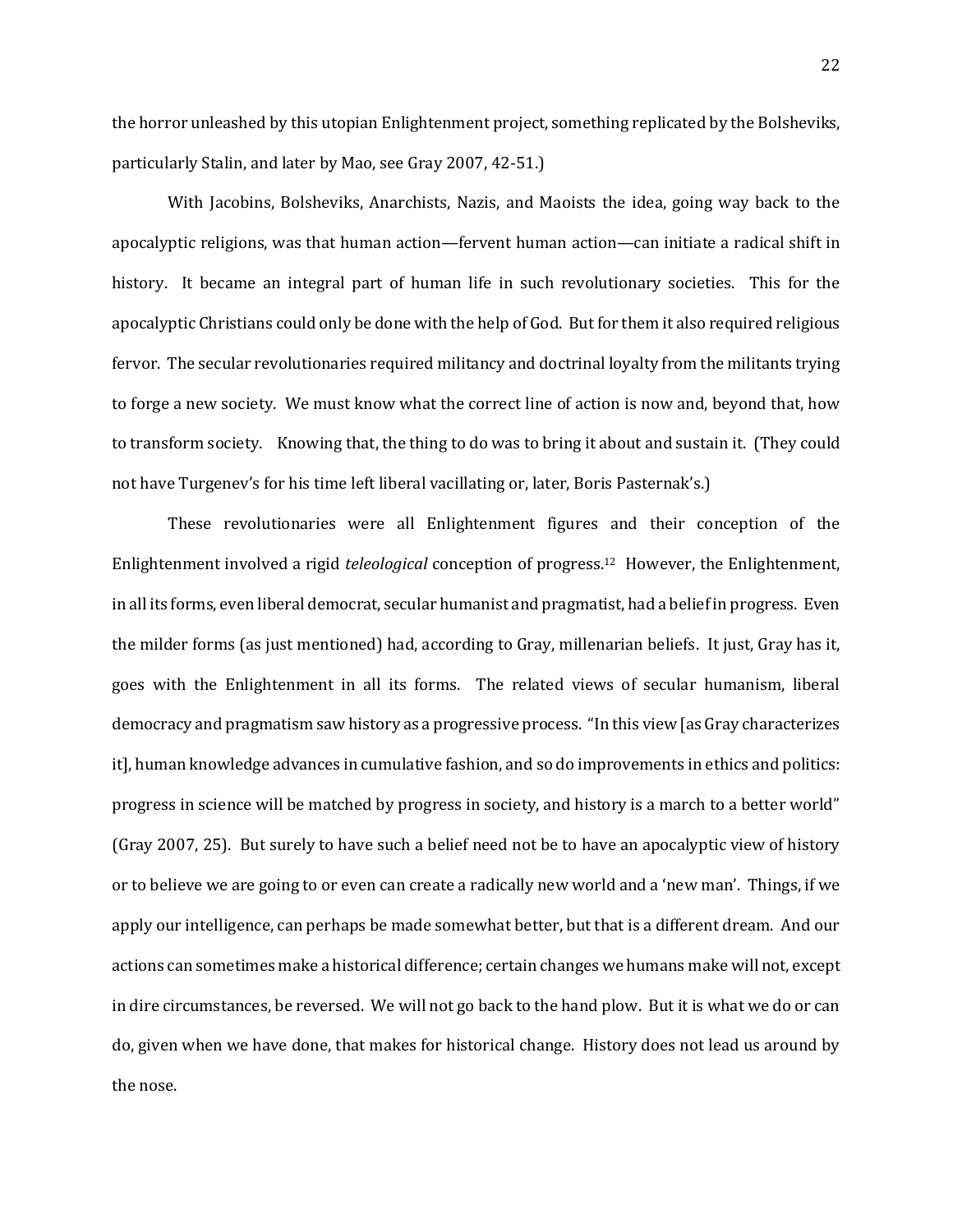the horror unleashed by this utopian Enlightenment project, something replicated by the Bolsheviks, particularly Stalin, and later by Mao, see Gray 2007, 42-51.)

With Jacobins, Bolsheviks, Anarchists, Nazis, and Maoists the idea, going way back to the apocalyptic religions, was that human action—fervent human action—can initiate a radical shift in history. It became an integral part of human life in such revolutionary societies. This for the apocalyptic Christians could only be done with the help of God. But for them it also required religious fervor. The secular revolutionaries required militancy and doctrinal loyalty from the militants trying to forge a new society. We must know what the correct line of action is now and, beyond that, how to transform society. Knowing that, the thing to do was to bring it about and sustain it. (They could not have Turgenev's for his time left liberal vacillating or, later, Boris Pasternak's.)

These revolutionaries were all Enlightenment figures and their conception of the Enlightenment involved a rigid *teleological* conception of progress.[12] However, the Enlightenment, in all its forms, even liberal democrat, secular humanist and pragmatist, had a belief in progress. Even the milder forms (as just mentioned) had, according to Gray, millenarian beliefs. It just, Gray has it, goes with the Enlightenment in all its forms. The related views of secular humanism, liberal democracy and pragmatism saw history as a progressive process. "In this view [as Gray characterizes it], human knowledge advances in cumulative fashion, and so do improvements in ethics and politics: progress in science will be matched by progress in society, and history is a march to a better world" (Gray 2007, 25). But surely to have such a belief need not be to have an apocalyptic view of history or to believe we are going to or even can create a radically new world and a 'new man'. Things, if we apply our intelligence, can perhaps be made somewhat better, but that is a different dream. And our actions can sometimes make a historical difference; certain changes we humans make will not, except in dire circumstances, be reversed. We will not go back to the hand plow. But it is what we do or can do, given when we have done, that makes for historical change. History does not lead us around by the nose.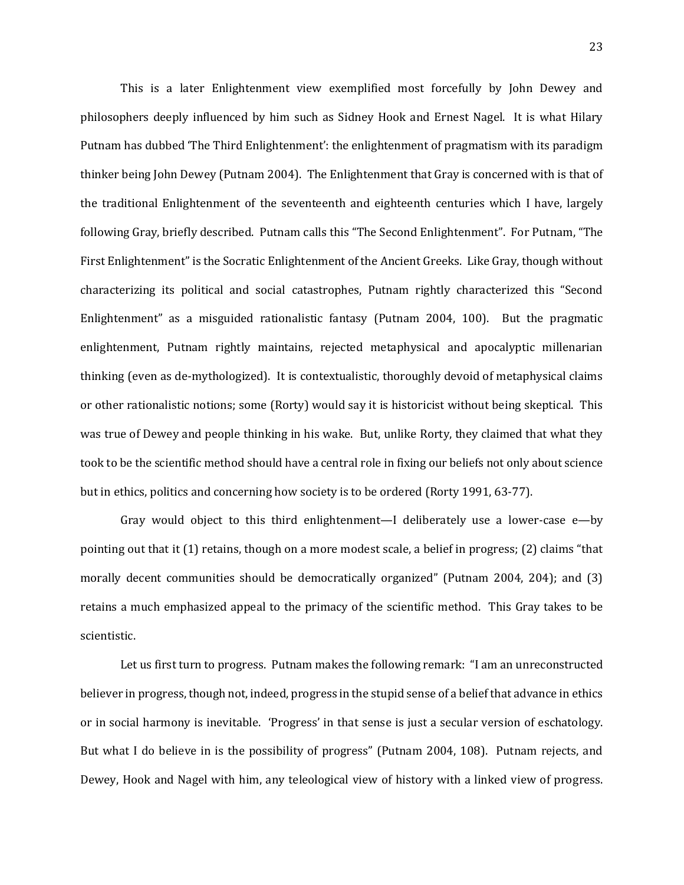This is a later Enlightenment view exemplified most forcefully by John Dewey and philosophers deeply influenced by him such as Sidney Hook and Ernest Nagel. It is what Hilary Putnam has dubbed 'The Third Enlightenment': the enlightenment of pragmatism with its paradigm thinker being John Dewey (Putnam 2004). The Enlightenment that Gray is concerned with is that of the traditional Enlightenment of the seventeenth and eighteenth centuries which I have, largely following Gray, briefly described. Putnam calls this "The Second Enlightenment". For Putnam, "The First Enlightenment" is the Socratic Enlightenment of the Ancient Greeks. Like Gray, though without characterizing its political and social catastrophes, Putnam rightly characterized this "Second Enlightenment" as a misguided rationalistic fantasy (Putnam 2004, 100). But the pragmatic enlightenment, Putnam rightly maintains, rejected metaphysical and apocalyptic millenarian thinking (even as de-mythologized). It is contextualistic, thoroughly devoid of metaphysical claims or other rationalistic notions; some (Rorty) would say it is historicist without being skeptical. This was true of Dewey and people thinking in his wake. But, unlike Rorty, they claimed that what they took to be the scientific method should have a central role in fixing our beliefs not only about science but in ethics, politics and concerning how society is to be ordered (Rorty 1991, 63-77).

Gray would object to this third enlightenment—I deliberately use a lower-case e—by pointing out that it (1) retains, though on a more modest scale, a belief in progress; (2) claims "that morally decent communities should be democratically organized" (Putnam 2004, 204); and (3) retains a much emphasized appeal to the primacy of the scientific method. This Gray takes to be scientistic.

Let us first turn to progress. Putnam makes the following remark: "I am an unreconstructed believer in progress, though not, indeed, progress in the stupid sense of a belief that advance in ethics or in social harmony is inevitable. 'Progress' in that sense is just a secular version of eschatology. But what I do believe in is the possibility of progress" (Putnam 2004, 108). Putnam rejects, and Dewey, Hook and Nagel with him, any teleological view of history with a linked view of progress.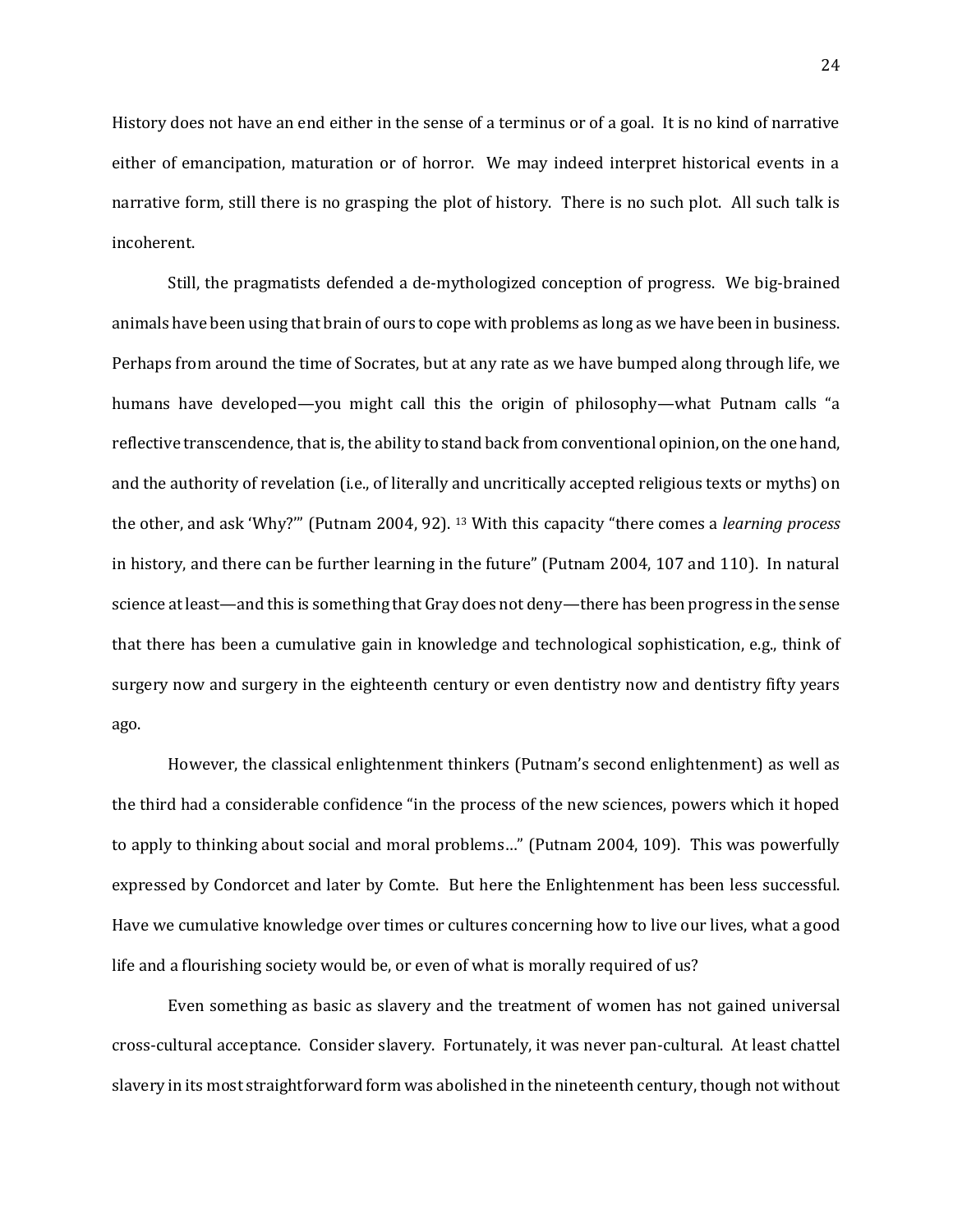History does not have an end either in the sense of a terminus or of a goal. It is no kind of narrative either of emancipation, maturation or of horror. We may indeed interpret historical events in a narrative form, still there is no grasping the plot of history. There is no such plot. All such talk is incoherent.

Still, the pragmatists defended a de-mythologized conception of progress. We big-brained animals have been using that brain of ours to cope with problems as long as we have been in business. Perhaps from around the time of Socrates, but at any rate as we have bumped along through life, we humans have developed—you might call this the origin of philosophy—what Putnam calls "a reflective transcendence, that is, the ability to stand back from conventional opinion, on the one hand, and the authority of revelation (i.e., of literally and uncritically accepted religious texts or myths) on the other, and ask 'Why?'" (Putnam 2004, 92). [13] With this capacity "there comes a *learning process* in history, and there can be further learning in the future" (Putnam 2004, 107 and 110). In natural science at least—and this is something that Gray does not deny—there has been progress in the sense that there has been a cumulative gain in knowledge and technological sophistication, e.g., think of surgery now and surgery in the eighteenth century or even dentistry now and dentistry fifty years ago.

However, the classical enlightenment thinkers (Putnam's second enlightenment) as well as the third had a considerable confidence "in the process of the new sciences, powers which it hoped to apply to thinking about social and moral problems…" (Putnam 2004, 109). This was powerfully expressed by Condorcet and later by Comte. But here the Enlightenment has been less successful. Have we cumulative knowledge over times or cultures concerning how to live our lives, what a good life and a flourishing society would be, or even of what is morally required of us?

Even something as basic as slavery and the treatment of women has not gained universal cross-cultural acceptance. Consider slavery. Fortunately, it was never pan-cultural. At least chattel slavery in its most straightforward form was abolished in the nineteenth century, though not without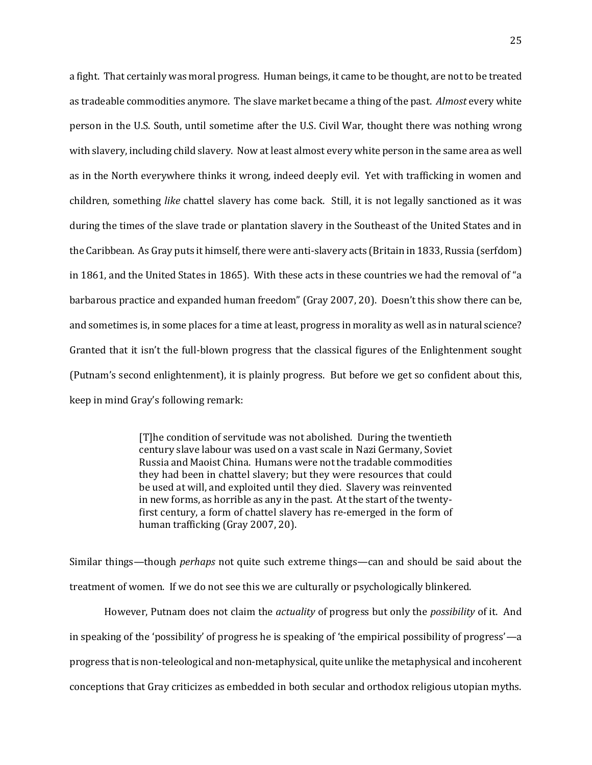a fight. That certainly was moral progress. Human beings, it came to be thought, are not to be treated as tradeable commodities anymore. The slave market became a thing of the past. *Almost* every white person in the U.S. South, until sometime after the U.S. Civil War, thought there was nothing wrong with slavery, including child slavery. Now at least almost every white person in the same area as well as in the North everywhere thinks it wrong, indeed deeply evil. Yet with trafficking in women and children, something *like* chattel slavery has come back. Still, it is not legally sanctioned as it was during the times of the slave trade or plantation slavery in the Southeast of the United States and in the Caribbean. As Gray puts it himself, there were anti-slavery acts (Britain in 1833, Russia (serfdom) in 1861, and the United States in 1865). With these acts in these countries we had the removal of "a barbarous practice and expanded human freedom" (Gray 2007, 20). Doesn't this show there can be, and sometimes is, in some places for a time at least, progress in morality as well as in natural science? Granted that it isn't the full-blown progress that the classical figures of the Enlightenment sought (Putnam's second enlightenment), it is plainly progress. But before we get so confident about this, keep in mind Gray's following remark:

> [T]he condition of servitude was not abolished. During the twentieth century slave labour was used on a vast scale in Nazi Germany, Soviet Russia and Maoist China. Humans were not the tradable commodities they had been in chattel slavery; but they were resources that could be used at will, and exploited until they died. Slavery was reinvented in new forms, as horrible as any in the past. At the start of the twenty-first century, a form of chattel slavery has re-emerged in the form of human trafficking (Gray 2007, 20).

Similar things—though *perhaps* not quite such extreme things—can and should be said about the treatment of women. If we do not see this we are culturally or psychologically blinkered.

However, Putnam does not claim the *actuality* of progress but only the *possibility* of it. And in speaking of the 'possibility' of progress he is speaking of 'the empirical possibility of progress'—a progress that is non-teleological and non-metaphysical, quite unlike the metaphysical and incoherent conceptions that Gray criticizes as embedded in both secular and orthodox religious utopian myths.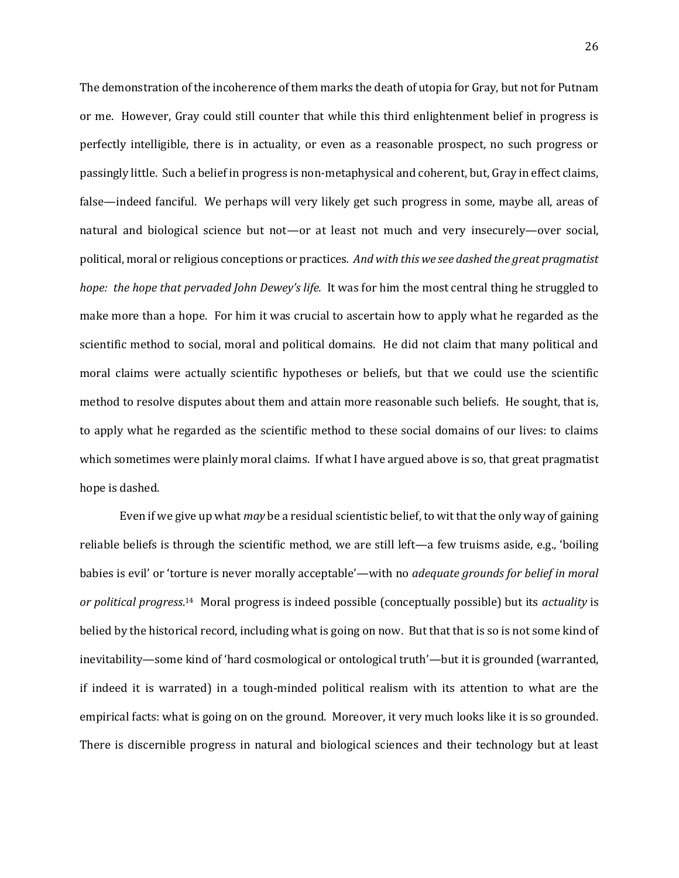The demonstration of the incoherence of them marks the death of utopia for Gray, but not for Putnam or me. However, Gray could still counter that while this third enlightenment belief in progress is perfectly intelligible, there is in actuality, or even as a reasonable prospect, no such progress or passingly little. Such a belief in progress is non-metaphysical and coherent, but, Gray in effect claims, false—indeed fanciful. We perhaps will very likely get such progress in some, maybe all, areas of natural and biological science but not—or at least not much and very insecurely—over social, political, moral or religious conceptions or practices. *And with this we see dashed the great pragmatist hope: the hope that pervaded John Dewey's life.* It was for him the most central thing he struggled to make more than a hope. For him it was crucial to ascertain how to apply what he regarded as the scientific method to social, moral and political domains. He did not claim that many political and moral claims were actually scientific hypotheses or beliefs, but that we could use the scientific method to resolve disputes about them and attain more reasonable such beliefs. He sought, that is, to apply what he regarded as the scientific method to these social domains of our lives: to claims which sometimes were plainly moral claims. If what I have argued above is so, that great pragmatist hope is dashed.

Even if we give up what *may* be a residual scientistic belief, to wit that the only way of gaining reliable beliefs is through the scientific method, we are still left—a few truisms aside, e.g., 'boiling babies is evil' or 'torture is never morally acceptable'—with no *adequate grounds for belief in moral or political progress*.[14] Moral progress is indeed possible (conceptually possible) but its *actuality* is belied by the historical record, including what is going on now. But that that is so is not some kind of inevitability—some kind of 'hard cosmological or ontological truth'—but it is grounded (warranted, if indeed it is warrated) in a tough-minded political realism with its attention to what are the empirical facts: what is going on on the ground. Moreover, it very much looks like it is so grounded. There is discernible progress in natural and biological sciences and their technology but at least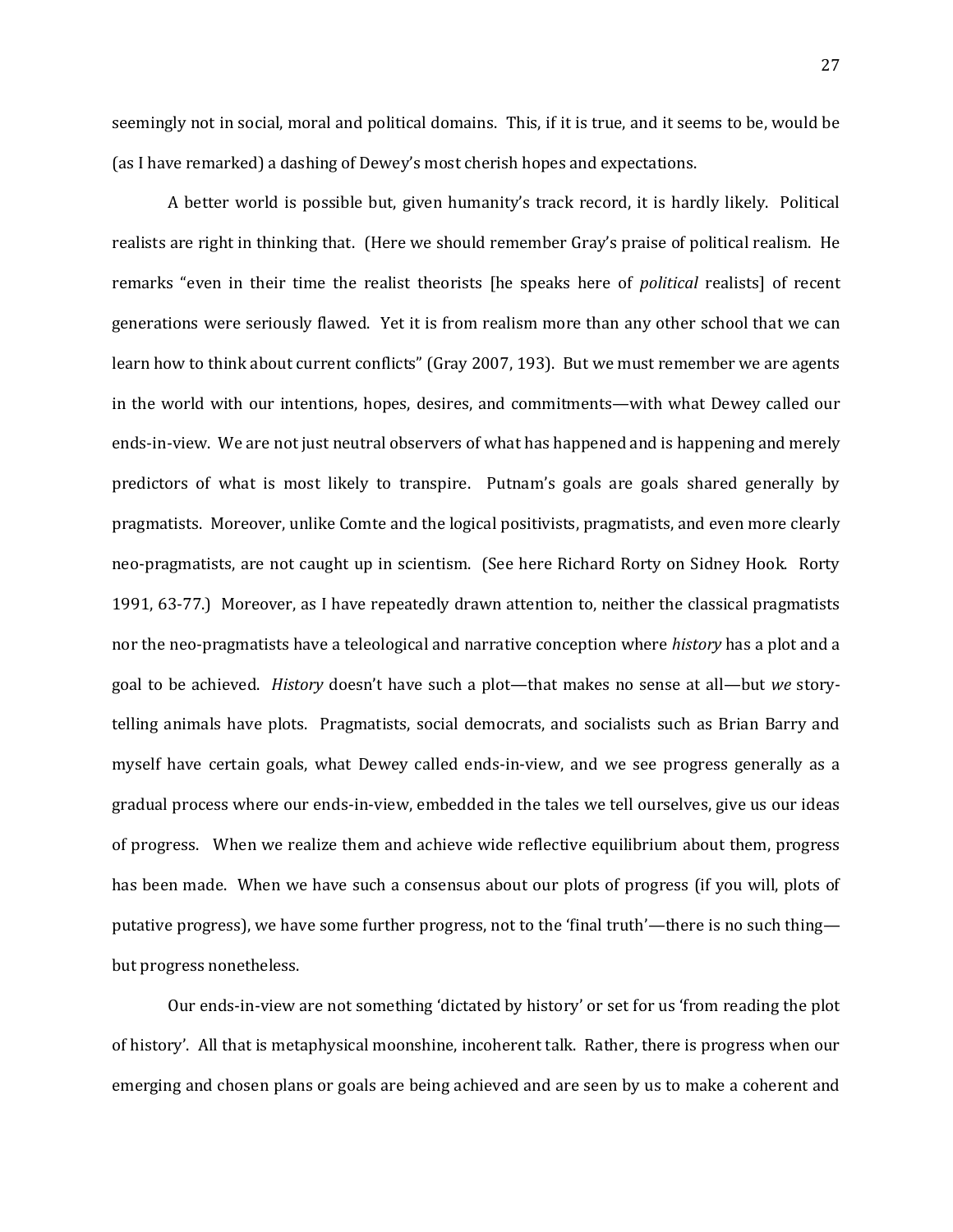seemingly not in social, moral and political domains. This, if it is true, and it seems to be, would be (as I have remarked) a dashing of Dewey's most cherish hopes and expectations.

A better world is possible but, given humanity's track record, it is hardly likely. Political realists are right in thinking that. (Here we should remember Gray's praise of political realism. He remarks "even in their time the realist theorists [he speaks here of *political* realists] of recent generations were seriously flawed. Yet it is from realism more than any other school that we can learn how to think about current conflicts" (Gray 2007, 193). But we must remember we are agents in the world with our intentions, hopes, desires, and commitments—with what Dewey called our ends-in-view. We are not just neutral observers of what has happened and is happening and merely predictors of what is most likely to transpire. Putnam's goals are goals shared generally by pragmatists. Moreover, unlike Comte and the logical positivists, pragmatists, and even more clearly neo-pragmatists, are not caught up in scientism. (See here Richard Rorty on Sidney Hook. Rorty 1991, 63-77.) Moreover, as I have repeatedly drawn attention to, neither the classical pragmatists nor the neo-pragmatists have a teleological and narrative conception where *history* has a plot and a goal to be achieved. *History* doesn't have such a plot—that makes no sense at all—but *we* story-telling animals have plots. Pragmatists, social democrats, and socialists such as Brian Barry and myself have certain goals, what Dewey called ends-in-view, and we see progress generally as a gradual process where our ends-in-view, embedded in the tales we tell ourselves, give us our ideas of progress. When we realize them and achieve wide reflective equilibrium about them, progress has been made. When we have such a consensus about our plots of progress (if you will, plots of putative progress), we have some further progress, not to the 'final truth'—there is no such thing—but progress nonetheless.

Our ends-in-view are not something 'dictated by history' or set for us 'from reading the plot of history'. All that is metaphysical moonshine, incoherent talk. Rather, there is progress when our emerging and chosen plans or goals are being achieved and are seen by us to make a coherent and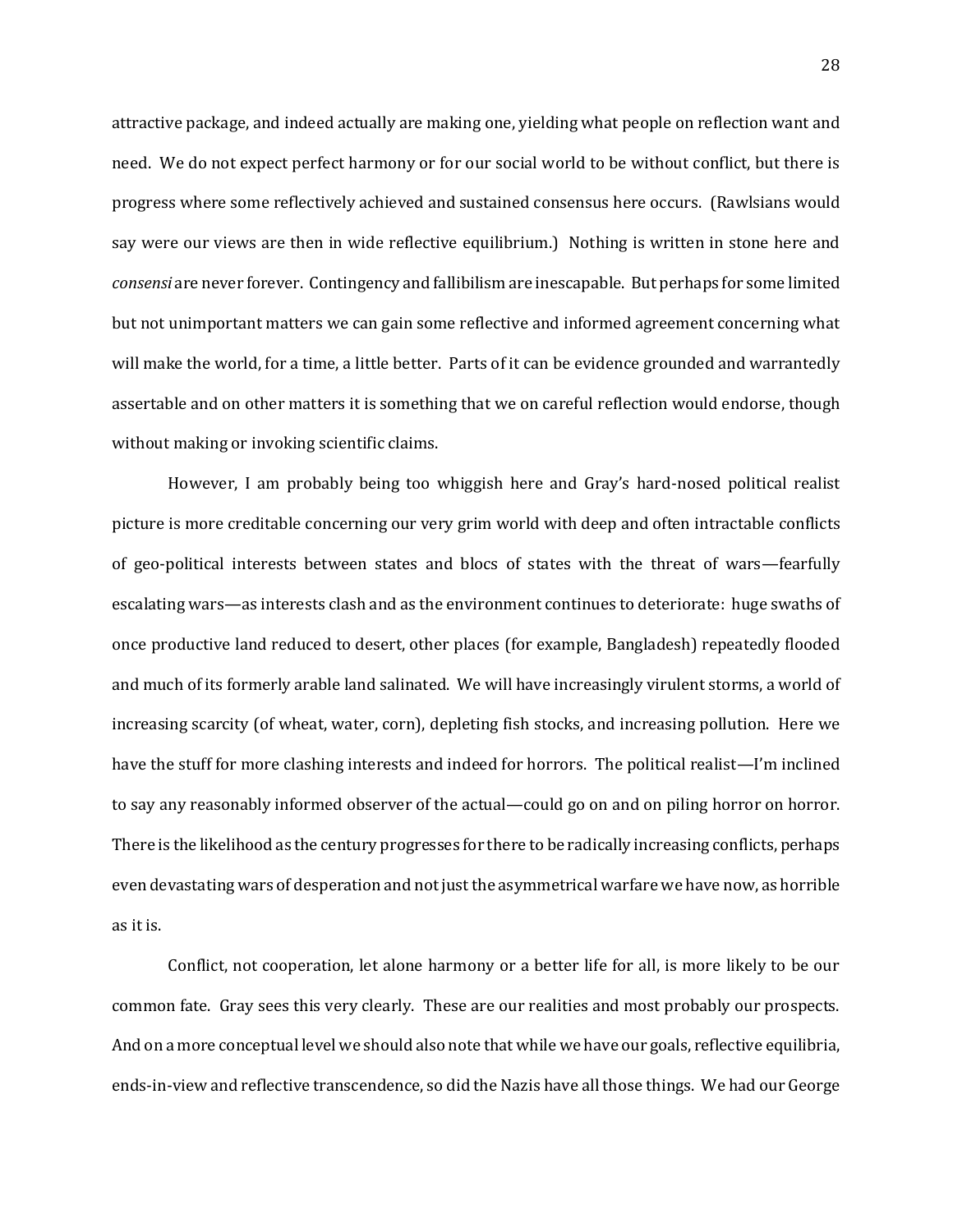attractive package, and indeed actually are making one, yielding what people on reflection want and need. We do not expect perfect harmony or for our social world to be without conflict, but there is progress where some reflectively achieved and sustained consensus here occurs. (Rawlsians would say were our views are then in wide reflective equilibrium.) Nothing is written in stone here and *consensi* are never forever. Contingency and fallibilism are inescapable. But perhaps for some limited but not unimportant matters we can gain some reflective and informed agreement concerning what will make the world, for a time, a little better. Parts of it can be evidence grounded and warrantedly assertable and on other matters it is something that we on careful reflection would endorse, though without making or invoking scientific claims.

However, I am probably being too whiggish here and Gray's hard-nosed political realist picture is more creditable concerning our very grim world with deep and often intractable conflicts of geo-political interests between states and blocs of states with the threat of wars—fearfully escalating wars—as interests clash and as the environment continues to deteriorate: huge swaths of once productive land reduced to desert, other places (for example, Bangladesh) repeatedly flooded and much of its formerly arable land salinated. We will have increasingly virulent storms, a world of increasing scarcity (of wheat, water, corn), depleting fish stocks, and increasing pollution. Here we have the stuff for more clashing interests and indeed for horrors. The political realist—I'm inclined to say any reasonably informed observer of the actual—could go on and on piling horror on horror. There is the likelihood as the century progresses for there to be radically increasing conflicts, perhaps even devastating wars of desperation and not just the asymmetrical warfare we have now, as horrible as it is.

Conflict, not cooperation, let alone harmony or a better life for all, is more likely to be our common fate. Gray sees this very clearly. These are our realities and most probably our prospects. And on a more conceptual level we should also note that while we have our goals, reflective equilibria, ends-in-view and reflective transcendence, so did the Nazis have all those things. We had our George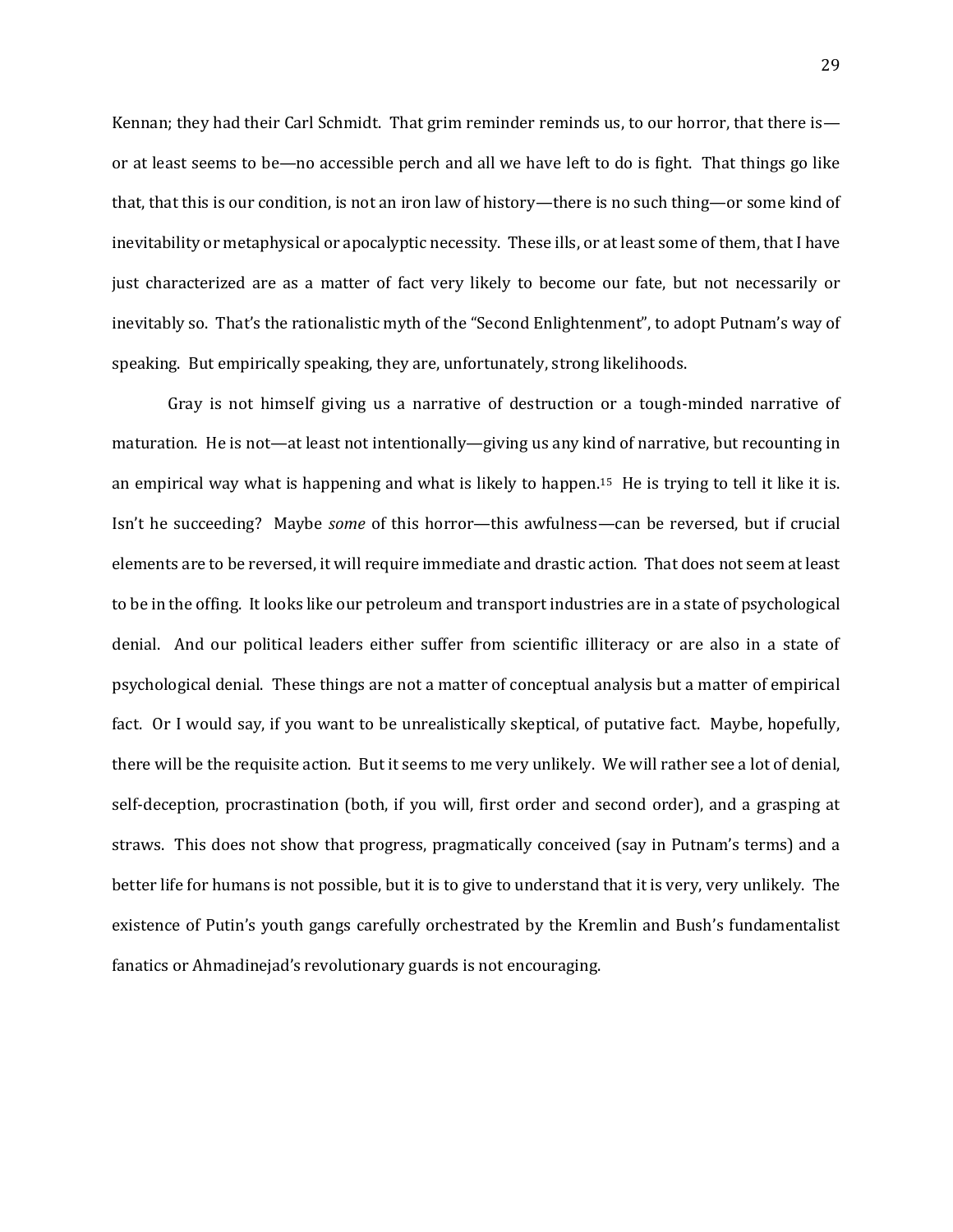Kennan; they had their Carl Schmidt. That grim reminder reminds us, to our horror, that there is—or at least seems to be—no accessible perch and all we have left to do is fight. That things go like that, that this is our condition, is not an iron law of history—there is no such thing—or some kind of inevitability or metaphysical or apocalyptic necessity. These ills, or at least some of them, that I have just characterized are as a matter of fact very likely to become our fate, but not necessarily or inevitably so. That's the rationalistic myth of the "Second Enlightenment", to adopt Putnam's way of speaking. But empirically speaking, they are, unfortunately, strong likelihoods.

Gray is not himself giving us a narrative of destruction or a tough-minded narrative of maturation. He is not—at least not intentionally—giving us any kind of narrative, but recounting in an empirical way what is happening and what is likely to happen.[15] He is trying to tell it like it is. Isn't he succeeding? Maybe *some* of this horror—this awfulness—can be reversed, but if crucial elements are to be reversed, it will require immediate and drastic action. That does not seem at least to be in the offing. It looks like our petroleum and transport industries are in a state of psychological denial. And our political leaders either suffer from scientific illiteracy or are also in a state of psychological denial. These things are not a matter of conceptual analysis but a matter of empirical fact. Or I would say, if you want to be unrealistically skeptical, of putative fact. Maybe, hopefully, there will be the requisite action. But it seems to me very unlikely. We will rather see a lot of denial, self-deception, procrastination (both, if you will, first order and second order), and a grasping at straws. This does not show that progress, pragmatically conceived (say in Putnam's terms) and a better life for humans is not possible, but it is to give to understand that it is very, very unlikely. The existence of Putin's youth gangs carefully orchestrated by the Kremlin and Bush's fundamentalist fanatics or Ahmadinejad's revolutionary guards is not encouraging.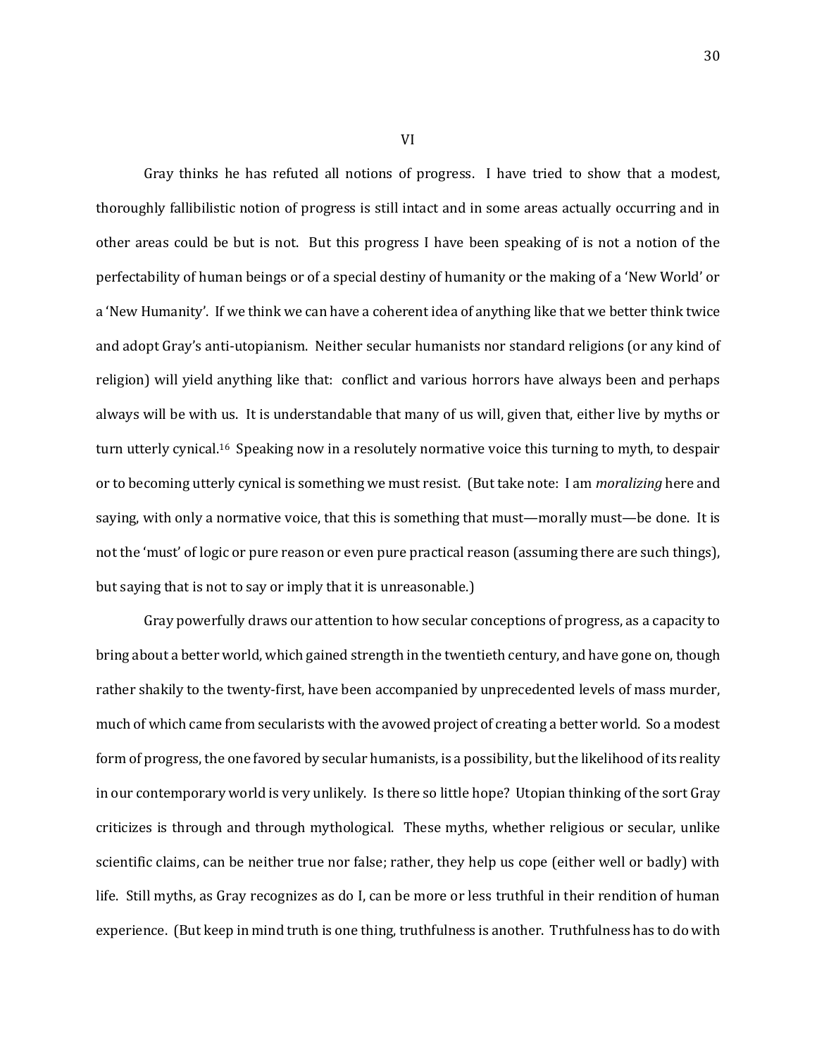## VI

Gray thinks he has refuted all notions of progress. I have tried to show that a modest, thoroughly fallibilistic notion of progress is still intact and in some areas actually occurring and in other areas could be but is not. But this progress I have been speaking of is not a notion of the perfectability of human beings or of a special destiny of humanity or the making of a 'New World' or a 'New Humanity'. If we think we can have a coherent idea of anything like that we better think twice and adopt Gray's anti-utopianism. Neither secular humanists nor standard religions (or any kind of religion) will yield anything like that: conflict and various horrors have always been and perhaps always will be with us. It is understandable that many of us will, given that, either live by myths or turn utterly cynical.[16] Speaking now in a resolutely normative voice this turning to myth, to despair or to becoming utterly cynical is something we must resist. (But take note: I am *moralizing* here and saying, with only a normative voice, that this is something that must—morally must—be done. It is not the 'must' of logic or pure reason or even pure practical reason (assuming there are such things), but saying that is not to say or imply that it is unreasonable.)

Gray powerfully draws our attention to how secular conceptions of progress, as a capacity to bring about a better world, which gained strength in the twentieth century, and have gone on, though rather shakily to the twenty-first, have been accompanied by unprecedented levels of mass murder, much of which came from secularists with the avowed project of creating a better world. So a modest form of progress, the one favored by secular humanists, is a possibility, but the likelihood of its reality in our contemporary world is very unlikely. Is there so little hope? Utopian thinking of the sort Gray criticizes is through and through mythological. These myths, whether religious or secular, unlike scientific claims, can be neither true nor false; rather, they help us cope (either well or badly) with life. Still myths, as Gray recognizes as do I, can be more or less truthful in their rendition of human experience. (But keep in mind truth is one thing, truthfulness is another. Truthfulness has to do with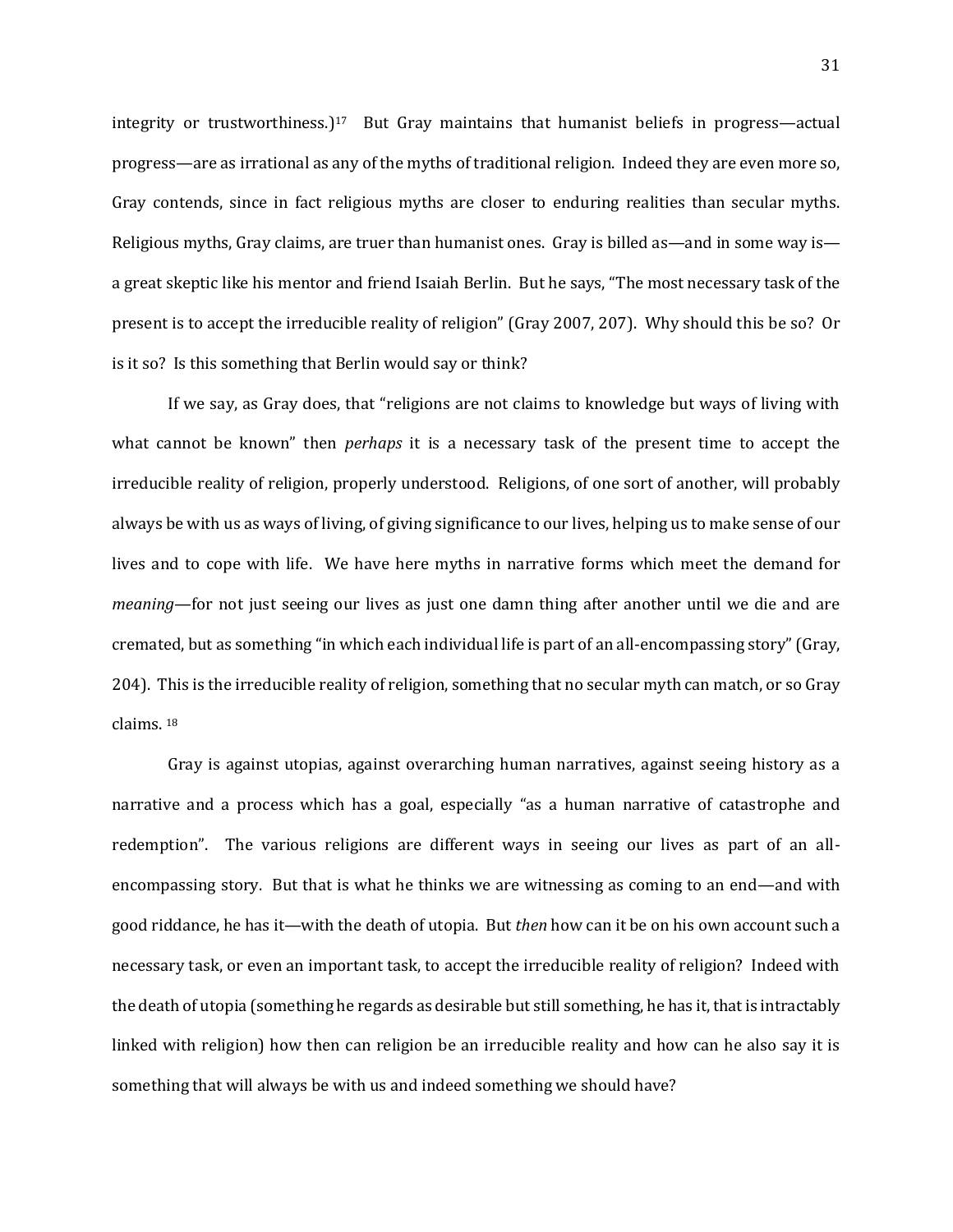integrity or trustworthiness.)[17] But Gray maintains that humanist beliefs in progress—actual progress—are as irrational as any of the myths of traditional religion. Indeed they are even more so, Gray contends, since in fact religious myths are closer to enduring realities than secular myths. Religious myths, Gray claims, are truer than humanist ones. Gray is billed as—and in some way is—a great skeptic like his mentor and friend Isaiah Berlin. But he says, "The most necessary task of the present is to accept the irreducible reality of religion" (Gray 2007, 207). Why should this be so? Or is it so? Is this something that Berlin would say or think?

If we say, as Gray does, that "religions are not claims to knowledge but ways of living with what cannot be known" then *perhaps* it is a necessary task of the present time to accept the irreducible reality of religion, properly understood. Religions, of one sort of another, will probably always be with us as ways of living, of giving significance to our lives, helping us to make sense of our lives and to cope with life. We have here myths in narrative forms which meet the demand for *meaning*—for not just seeing our lives as just one damn thing after another until we die and are cremated, but as something "in which each individual life is part of an all-encompassing story" (Gray, 204). This is the irreducible reality of religion, something that no secular myth can match, or so Gray claims. [18]

Gray is against utopias, against overarching human narratives, against seeing history as a narrative and a process which has a goal, especially "as a human narrative of catastrophe and redemption". The various religions are different ways in seeing our lives as part of an all-encompassing story. But that is what he thinks we are witnessing as coming to an end—and with good riddance, he has it—with the death of utopia. But *then* how can it be on his own account such a necessary task, or even an important task, to accept the irreducible reality of religion? Indeed with the death of utopia (something he regards as desirable but still something, he has it, that is intractably linked with religion) how then can religion be an irreducible reality and how can he also say it is something that will always be with us and indeed something we should have?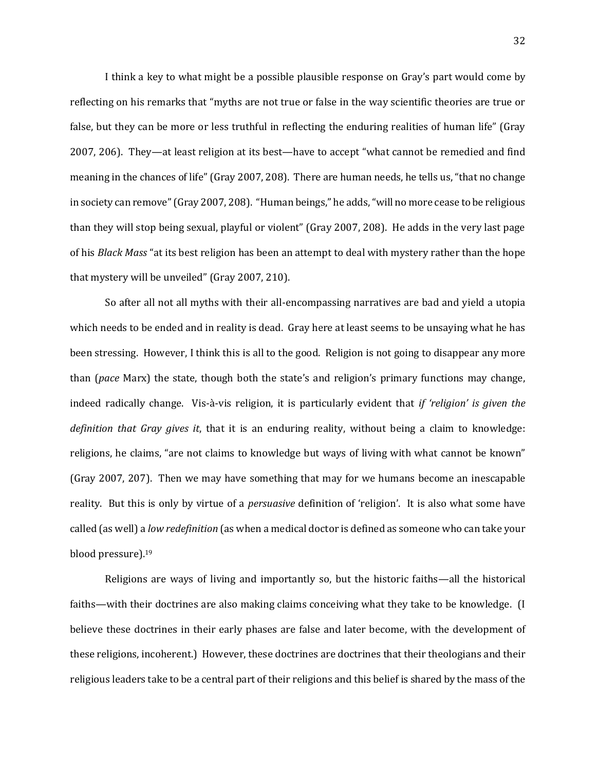I think a key to what might be a possible plausible response on Gray's part would come by reflecting on his remarks that "myths are not true or false in the way scientific theories are true or false, but they can be more or less truthful in reflecting the enduring realities of human life" (Gray 2007, 206). They—at least religion at its best—have to accept "what cannot be remedied and find meaning in the chances of life" (Gray 2007, 208). There are human needs, he tells us, "that no change in society can remove" (Gray 2007, 208). "Human beings," he adds, "will no more cease to be religious than they will stop being sexual, playful or violent" (Gray 2007, 208). He adds in the very last page of his *Black Mass* "at its best religion has been an attempt to deal with mystery rather than the hope that mystery will be unveiled" (Gray 2007, 210).

So after all not all myths with their all-encompassing narratives are bad and yield a utopia which needs to be ended and in reality is dead. Gray here at least seems to be unsaying what he has been stressing. However, I think this is all to the good. Religion is not going to disappear any more than (*pace* Marx) the state, though both the state's and religion's primary functions may change, indeed radically change. Vis-à-vis religion, it is particularly evident that *if 'religion' is given the definition that Gray gives it*, that it is an enduring reality, without being a claim to knowledge: religions, he claims, "are not claims to knowledge but ways of living with what cannot be known" (Gray 2007, 207). Then we may have something that may for we humans become an inescapable reality. But this is only by virtue of a *persuasive* definition of 'religion'. It is also what some have called (as well) a *low redefinition* (as when a medical doctor is defined as someone who can take your blood pressure).[19]

Religions are ways of living and importantly so, but the historic faiths—all the historical faiths—with their doctrines are also making claims conceiving what they take to be knowledge. (I believe these doctrines in their early phases are false and later become, with the development of these religions, incoherent.) However, these doctrines are doctrines that their theologians and their religious leaders take to be a central part of their religions and this belief is shared by the mass of the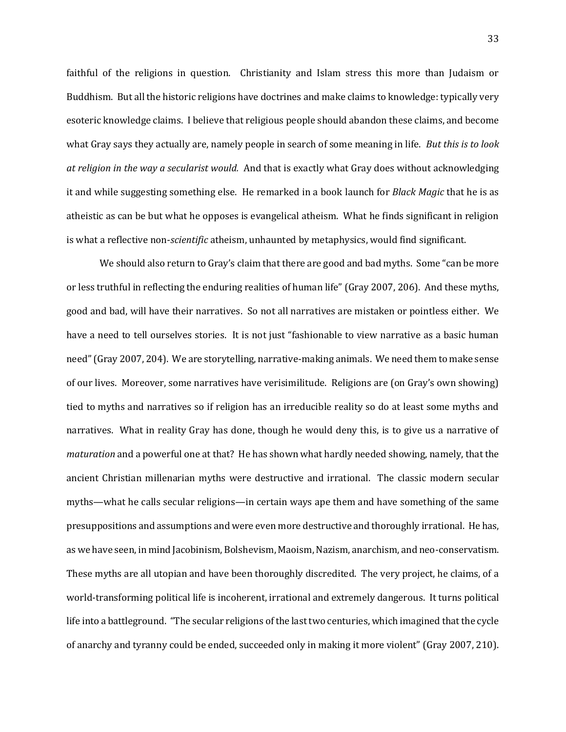faithful of the religions in question. Christianity and Islam stress this more than Judaism or Buddhism. But all the historic religions have doctrines and make claims to knowledge: typically very esoteric knowledge claims. I believe that religious people should abandon these claims, and become what Gray says they actually are, namely people in search of some meaning in life. *But this is to look at religion in the way a secularist would.* And that is exactly what Gray does without acknowledging it and while suggesting something else. He remarked in a book launch for *Black Magic* that he is as atheistic as can be but what he opposes is evangelical atheism. What he finds significant in religion is what a reflective non-*scientific* atheism, unhaunted by metaphysics, would find significant.

We should also return to Gray's claim that there are good and bad myths. Some "can be more or less truthful in reflecting the enduring realities of human life" (Gray 2007, 206). And these myths, good and bad, will have their narratives. So not all narratives are mistaken or pointless either. We have a need to tell ourselves stories. It is not just "fashionable to view narrative as a basic human need" (Gray 2007, 204). We are storytelling, narrative-making animals. We need them to make sense of our lives. Moreover, some narratives have verisimilitude. Religions are (on Gray's own showing) tied to myths and narratives so if religion has an irreducible reality so do at least some myths and narratives. What in reality Gray has done, though he would deny this, is to give us a narrative of *maturation* and a powerful one at that? He has shown what hardly needed showing, namely, that the ancient Christian millenarian myths were destructive and irrational. The classic modern secular myths—what he calls secular religions—in certain ways ape them and have something of the same presuppositions and assumptions and were even more destructive and thoroughly irrational. He has, as we have seen, in mind Jacobinism, Bolshevism, Maoism, Nazism, anarchism, and neo-conservatism. These myths are all utopian and have been thoroughly discredited. The very project, he claims, of a world-transforming political life is incoherent, irrational and extremely dangerous. It turns political life into a battleground. "The secular religions of the last two centuries, which imagined that the cycle of anarchy and tyranny could be ended, succeeded only in making it more violent" (Gray 2007, 210).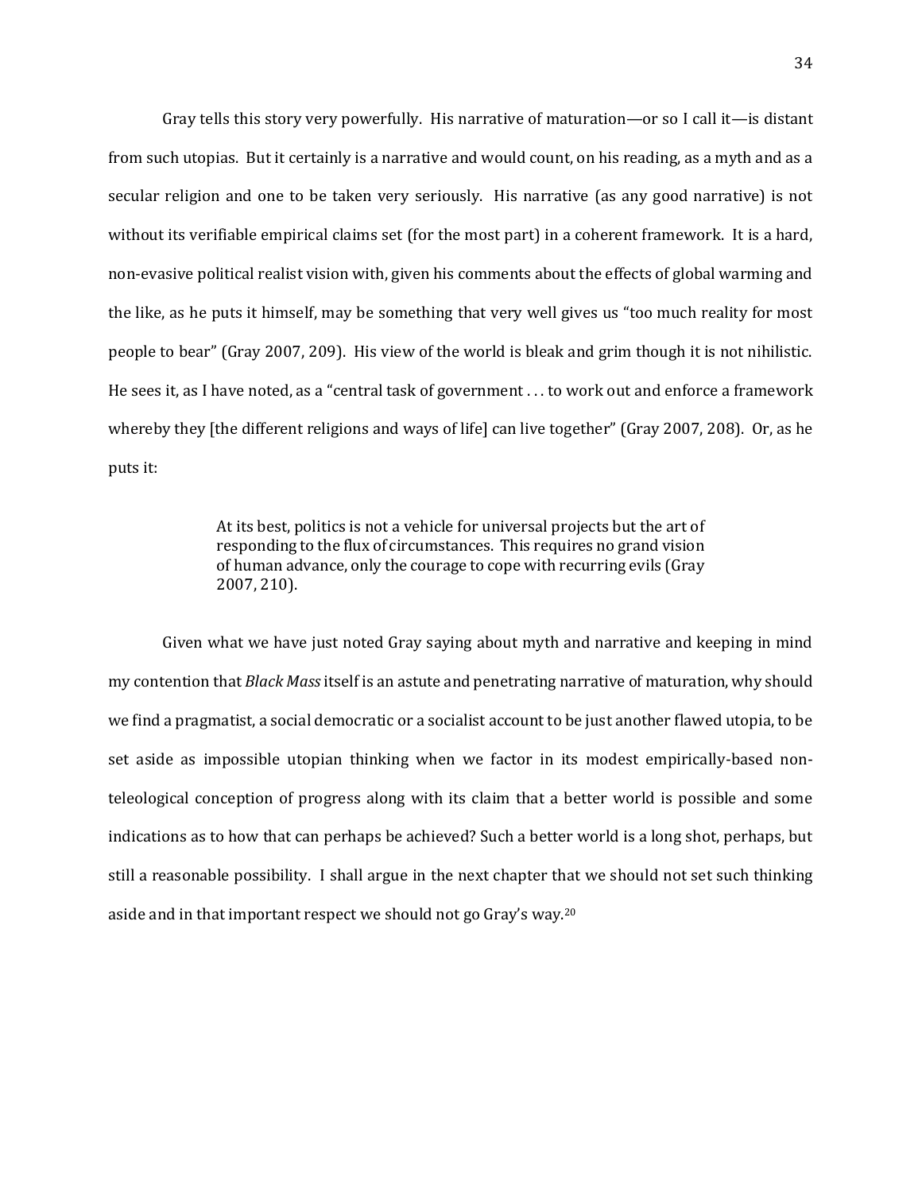Gray tells this story very powerfully. His narrative of maturation—or so I call it—is distant from such utopias. But it certainly is a narrative and would count, on his reading, as a myth and as a secular religion and one to be taken very seriously. His narrative (as any good narrative) is not without its verifiable empirical claims set (for the most part) in a coherent framework. It is a hard, non-evasive political realist vision with, given his comments about the effects of global warming and the like, as he puts it himself, may be something that very well gives us "too much reality for most people to bear" (Gray 2007, 209). His view of the world is bleak and grim though it is not nihilistic. He sees it, as I have noted, as a "central task of government . . . to work out and enforce a framework whereby they [the different religions and ways of life] can live together" (Gray 2007, 208). Or, as he puts it:

> At its best, politics is not a vehicle for universal projects but the art of responding to the flux of circumstances. This requires no grand vision of human advance, only the courage to cope with recurring evils (Gray 2007, 210).

Given what we have just noted Gray saying about myth and narrative and keeping in mind my contention that *Black Mass* itself is an astute and penetrating narrative of maturation, why should we find a pragmatist, a social democratic or a socialist account to be just another flawed utopia, to be set aside as impossible utopian thinking when we factor in its modest empirically-based non-teleological conception of progress along with its claim that a better world is possible and some indications as to how that can perhaps be achieved? Such a better world is a long shot, perhaps, but still a reasonable possibility. I shall argue in the next chapter that we should not set such thinking aside and in that important respect we should not go Gray's way.[20]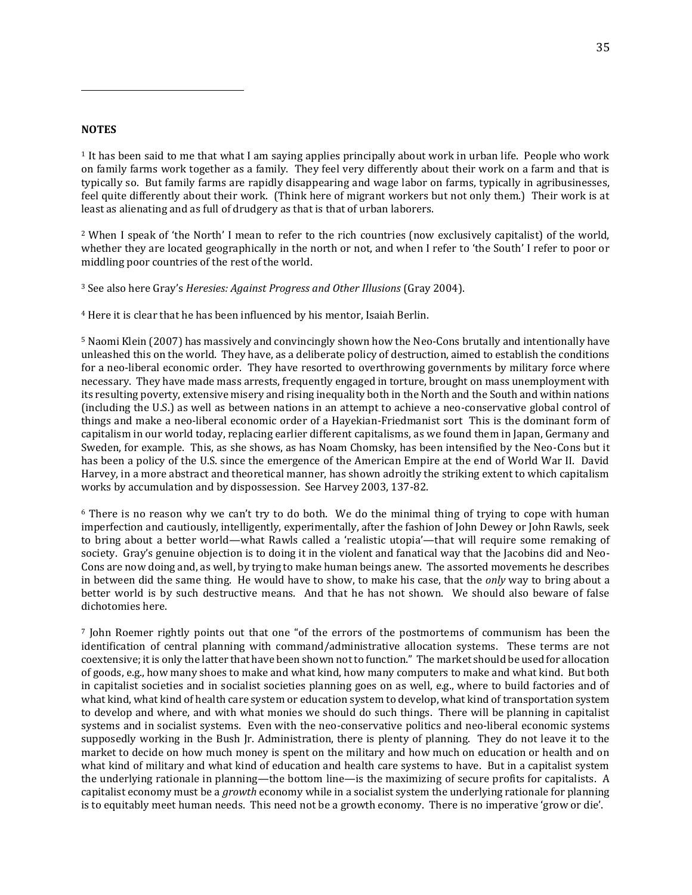**NOTES**

[1] It has been said to me that what I am saying applies principally about work in urban life. People who work on family farms work together as a family. They feel very differently about their work on a farm and that is typically so. But family farms are rapidly disappearing and wage labor on farms, typically in agribusinesses, feel quite differently about their work. (Think here of migrant workers but not only them.) Their work is at least as alienating and as full of drudgery as that is that of urban laborers.

[2] When I speak of 'the North' I mean to refer to the rich countries (now exclusively capitalist) of the world, whether they are located geographically in the north or not, and when I refer to 'the South' I refer to poor or middling poor countries of the rest of the world.

[3] See also here Gray's *Heresies: Against Progress and Other Illusions* (Gray 2004).

[4] Here it is clear that he has been influenced by his mentor, Isaiah Berlin.

[5] Naomi Klein (2007) has massively and convincingly shown how the Neo-Cons brutally and intentionally have unleashed this on the world. They have, as a deliberate policy of destruction, aimed to establish the conditions for a neo-liberal economic order. They have resorted to overthrowing governments by military force where necessary. They have made mass arrests, frequently engaged in torture, brought on mass unemployment with its resulting poverty, extensive misery and rising inequality both in the North and the South and within nations (including the U.S.) as well as between nations in an attempt to achieve a neo-conservative global control of things and make a neo-liberal economic order of a Hayekian-Friedmanist sort This is the dominant form of capitalism in our world today, replacing earlier different capitalisms, as we found them in Japan, Germany and Sweden, for example. This, as she shows, as has Noam Chomsky, has been intensified by the Neo-Cons but it has been a policy of the U.S. since the emergence of the American Empire at the end of World War II. David Harvey, in a more abstract and theoretical manner, has shown adroitly the striking extent to which capitalism works by accumulation and by dispossession. See Harvey 2003, 137-82.

[6] There is no reason why we can't try to do both. We do the minimal thing of trying to cope with human imperfection and cautiously, intelligently, experimentally, after the fashion of John Dewey or John Rawls, seek to bring about a better world—what Rawls called a 'realistic utopia'—that will require some remaking of society. Gray's genuine objection is to doing it in the violent and fanatical way that the Jacobins did and Neo-Cons are now doing and, as well, by trying to make human beings anew. The assorted movements he describes in between did the same thing. He would have to show, to make his case, that the *only* way to bring about a better world is by such destructive means. And that he has not shown. We should also beware of false dichotomies here.

[7] John Roemer rightly points out that one "of the errors of the postmortems of communism has been the identification of central planning with command/administrative allocation systems. These terms are not coextensive; it is only the latter that have been shown not to function." The market should be used for allocation of goods, e.g., how many shoes to make and what kind, how many computers to make and what kind. But both in capitalist societies and in socialist societies planning goes on as well, e.g., where to build factories and of what kind, what kind of health care system or education system to develop, what kind of transportation system to develop and where, and with what monies we should do such things. There will be planning in capitalist systems and in socialist systems. Even with the neo-conservative politics and neo-liberal economic systems supposedly working in the Bush Jr. Administration, there is plenty of planning. They do not leave it to the market to decide on how much money is spent on the military and how much on education or health and on what kind of military and what kind of education and health care systems to have. But in a capitalist system the underlying rationale in planning—the bottom line—is the maximizing of secure profits for capitalists. A capitalist economy must be a *growth* economy while in a socialist system the underlying rationale for planning is to equitably meet human needs. This need not be a growth economy. There is no imperative 'grow or die'.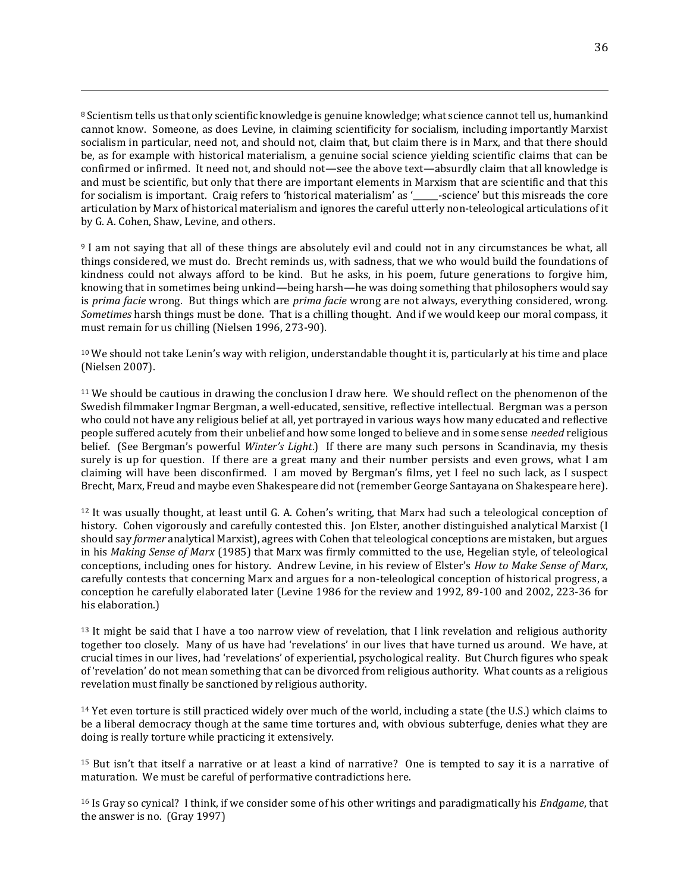[8] Scientism tells us that only scientific knowledge is genuine knowledge; what science cannot tell us, humankind cannot know. Someone, as does Levine, in claiming scientificity for socialism, including importantly Marxist socialism in particular, need not, and should not, claim that, but claim there is in Marx, and that there should be, as for example with historical materialism, a genuine social science yielding scientific claims that can be confirmed or infirmed. It need not, and should not—see the above text—absurdly claim that all knowledge is and must be scientific, but only that there are important elements in Marxism that are scientific and that this for socialism is important. Craig refers to 'historical materialism' as '______-science' but this misreads the core articulation by Marx of historical materialism and ignores the careful utterly non-teleological articulations of it by G. A. Cohen, Shaw, Levine, and others.

[9] I am not saying that all of these things are absolutely evil and could not in any circumstances be what, all things considered, we must do. Brecht reminds us, with sadness, that we who would build the foundations of kindness could not always afford to be kind. But he asks, in his poem, future generations to forgive him, knowing that in sometimes being unkind—being harsh—he was doing something that philosophers would say is *prima facie* wrong. But things which are *prima facie* wrong are not always, everything considered, wrong. *Sometimes* harsh things must be done. That is a chilling thought. And if we would keep our moral compass, it must remain for us chilling (Nielsen 1996, 273-90).

[10] We should not take Lenin's way with religion, understandable thought it is, particularly at his time and place (Nielsen 2007).

[11] We should be cautious in drawing the conclusion I draw here. We should reflect on the phenomenon of the Swedish filmmaker Ingmar Bergman, a well-educated, sensitive, reflective intellectual. Bergman was a person who could not have any religious belief at all, yet portrayed in various ways how many educated and reflective people suffered acutely from their unbelief and how some longed to believe and in some sense *needed* religious belief. (See Bergman's powerful *Winter's Light*.) If there are many such persons in Scandinavia, my thesis surely is up for question. If there are a great many and their number persists and even grows, what I am claiming will have been disconfirmed. I am moved by Bergman's films, yet I feel no such lack, as I suspect Brecht, Marx, Freud and maybe even Shakespeare did not (remember George Santayana on Shakespeare here).

[12] It was usually thought, at least until G. A. Cohen's writing, that Marx had such a teleological conception of history. Cohen vigorously and carefully contested this. Jon Elster, another distinguished analytical Marxist (I should say *former* analytical Marxist), agrees with Cohen that teleological conceptions are mistaken, but argues in his *Making Sense of Marx* (1985) that Marx was firmly committed to the use, Hegelian style, of teleological conceptions, including ones for history. Andrew Levine, in his review of Elster's *How to Make Sense of Marx*, carefully contests that concerning Marx and argues for a non-teleological conception of historical progress, a conception he carefully elaborated later (Levine 1986 for the review and 1992, 89-100 and 2002, 223-36 for his elaboration.)

[13] It might be said that I have a too narrow view of revelation, that I link revelation and religious authority together too closely. Many of us have had 'revelations' in our lives that have turned us around. We have, at crucial times in our lives, had 'revelations' of experiential, psychological reality. But Church figures who speak of 'revelation' do not mean something that can be divorced from religious authority. What counts as a religious revelation must finally be sanctioned by religious authority.

[14] Yet even torture is still practiced widely over much of the world, including a state (the U.S.) which claims to be a liberal democracy though at the same time tortures and, with obvious subterfuge, denies what they are doing is really torture while practicing it extensively.

[15] But isn't that itself a narrative or at least a kind of narrative? One is tempted to say it is a narrative of maturation. We must be careful of performative contradictions here.

[16] Is Gray so cynical? I think, if we consider some of his other writings and paradigmatically his *Endgame*, that the answer is no. (Gray 1997)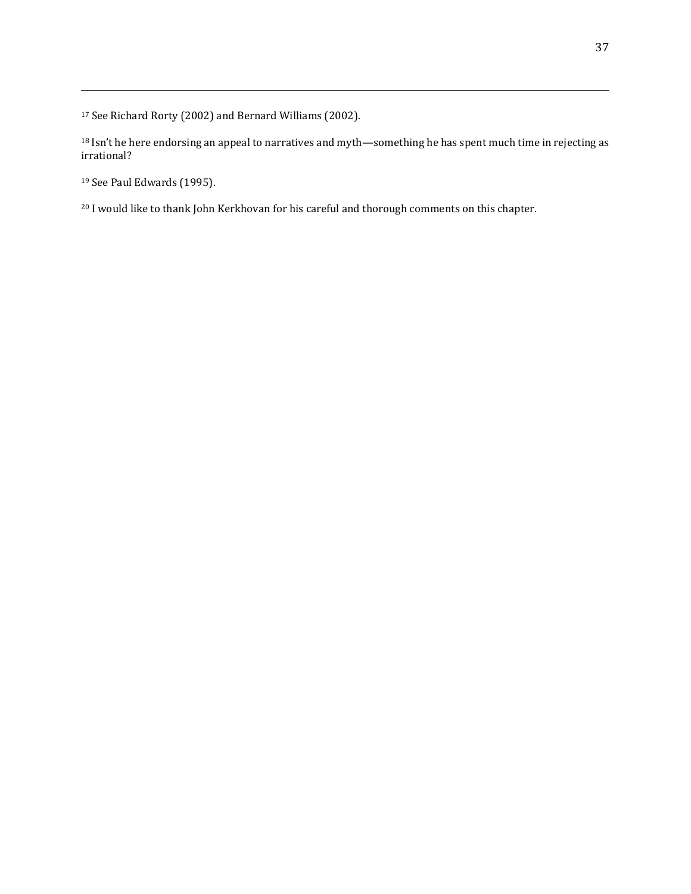[17] See Richard Rorty (2002) and Bernard Williams (2002).

[18] Isn't he here endorsing an appeal to narratives and myth—something he has spent much time in rejecting as irrational?

[19] See Paul Edwards (1995).

[20] I would like to thank John Kerkhovan for his careful and thorough comments on this chapter.